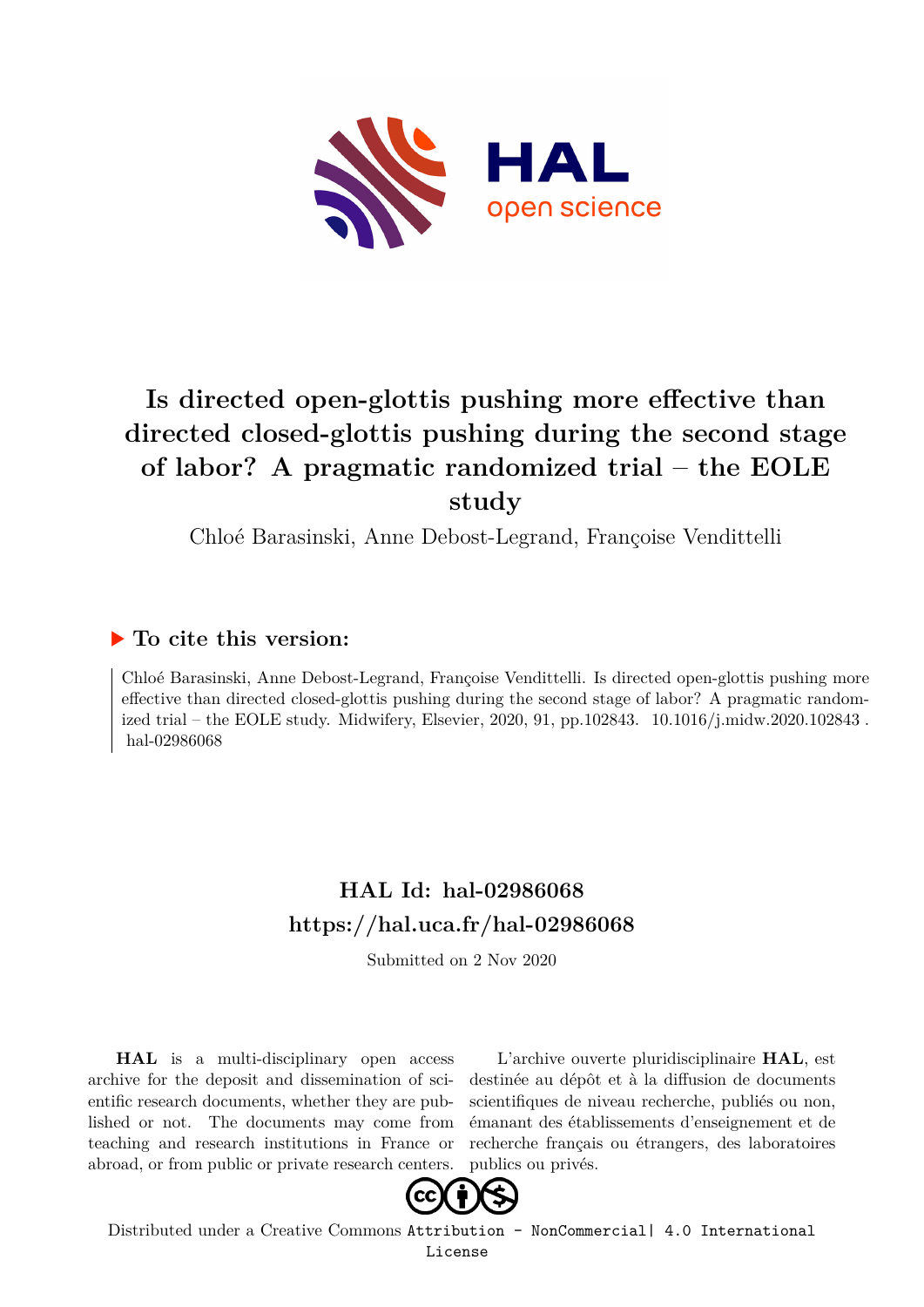# Is directed open-glottis pushing more effective than directed closed-glottis pushing during the second stage of labor? A pragmatic randomized trial – the EOLE study

Chloé Barasinski, Anne Debost-Legrand, Françoise Vendittelli

## ▶ To cite this version:

Chloé Barasinski, Anne Debost-Legrand, Françoise Vendittelli. Is directed open-glottis pushing more effective than directed closed-glottis pushing during the second stage of labor? A pragmatic randomized trial – the EOLE study. Midwifery, Elsevier, 2020, 91, pp.102843. 10.1016/j.midw.2020.102843 . hal-02986068

## HAL Id: hal-02986068
## https://hal.uca.fr/hal-02986068

Submitted on 2 Nov 2020

**HAL** is a multi-disciplinary open access archive for the deposit and dissemination of scientific research documents, whether they are published or not. The documents may come from teaching and research institutions in France or abroad, or from public or private research centers.

L'archive ouverte pluridisciplinaire **HAL**, est destinée au dépôt et à la diffusion de documents scientifiques de niveau recherche, publiés ou non, émanant des établissements d'enseignement et de recherche français ou étrangers, des laboratoires publics ou privés.

Distributed under a Creative Commons Attribution - NonCommercial| 4.0 International License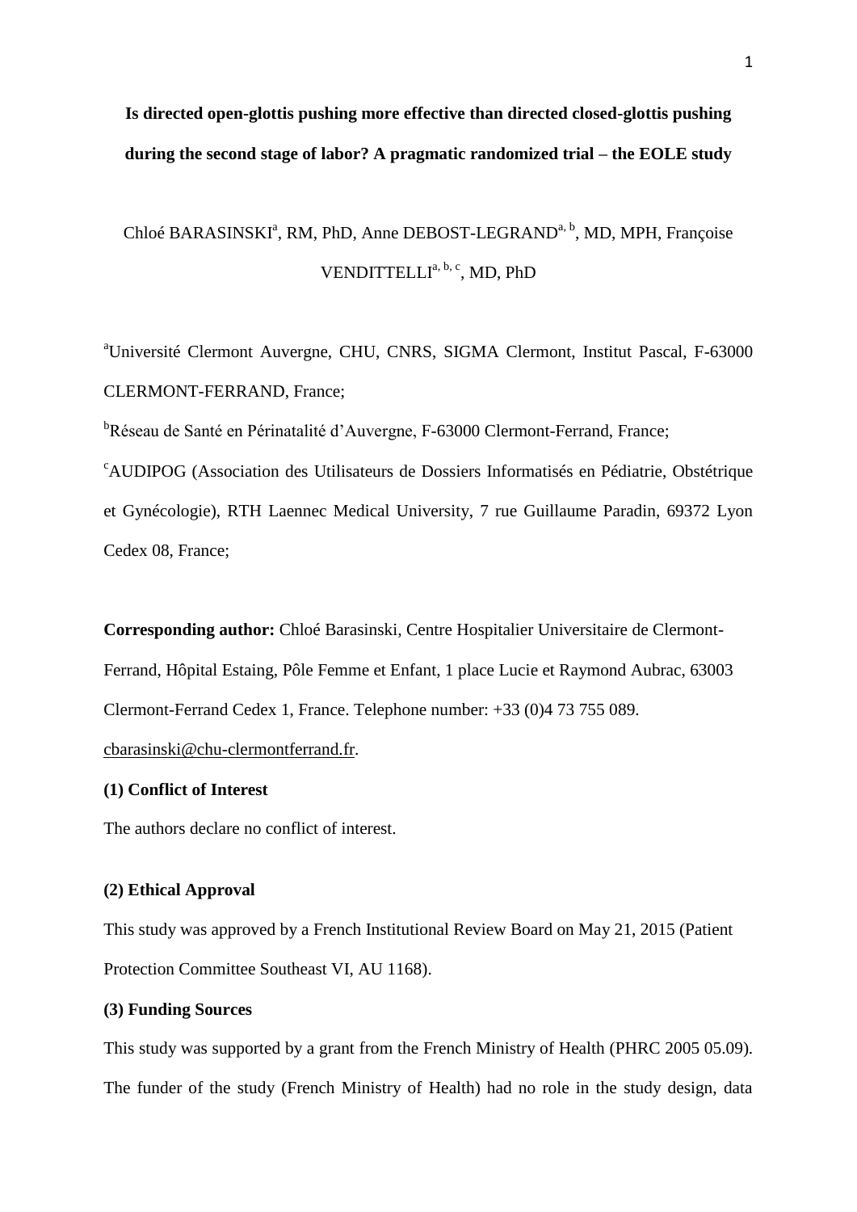**Is directed open-glottis pushing more effective than directed closed-glottis pushing during the second stage of labor? A pragmatic randomized trial – the EOLE study**

Chloé BARASINSKI[a], RM, PhD, Anne DEBOST-LEGRAND[a, b], MD, MPH, Françoise VENDITTELLI[a, b, c], MD, PhD

[a]Université Clermont Auvergne, CHU, CNRS, SIGMA Clermont, Institut Pascal, F-63000 CLERMONT-FERRAND, France;

[b]Réseau de Santé en Périnatalité d'Auvergne, F-63000 Clermont-Ferrand, France;

[c]AUDIPOG (Association des Utilisateurs de Dossiers Informatisés en Pédiatrie, Obstétrique et Gynécologie), RTH Laennec Medical University, 7 rue Guillaume Paradin, 69372 Lyon Cedex 08, France;

**Corresponding author:** Chloé Barasinski, Centre Hospitalier Universitaire de Clermont-Ferrand, Hôpital Estaing, Pôle Femme et Enfant, 1 place Lucie et Raymond Aubrac, 63003 Clermont-Ferrand Cedex 1, France. Telephone number: +33 (0)4 73 755 089. cbarasinski@chu-clermontferrand.fr.

**(1) Conflict of Interest**

The authors declare no conflict of interest.

**(2) Ethical Approval**

This study was approved by a French Institutional Review Board on May 21, 2015 (Patient Protection Committee Southeast VI, AU 1168).

**(3) Funding Sources**

This study was supported by a grant from the French Ministry of Health (PHRC 2005 05.09). The funder of the study (French Ministry of Health) had no role in the study design, data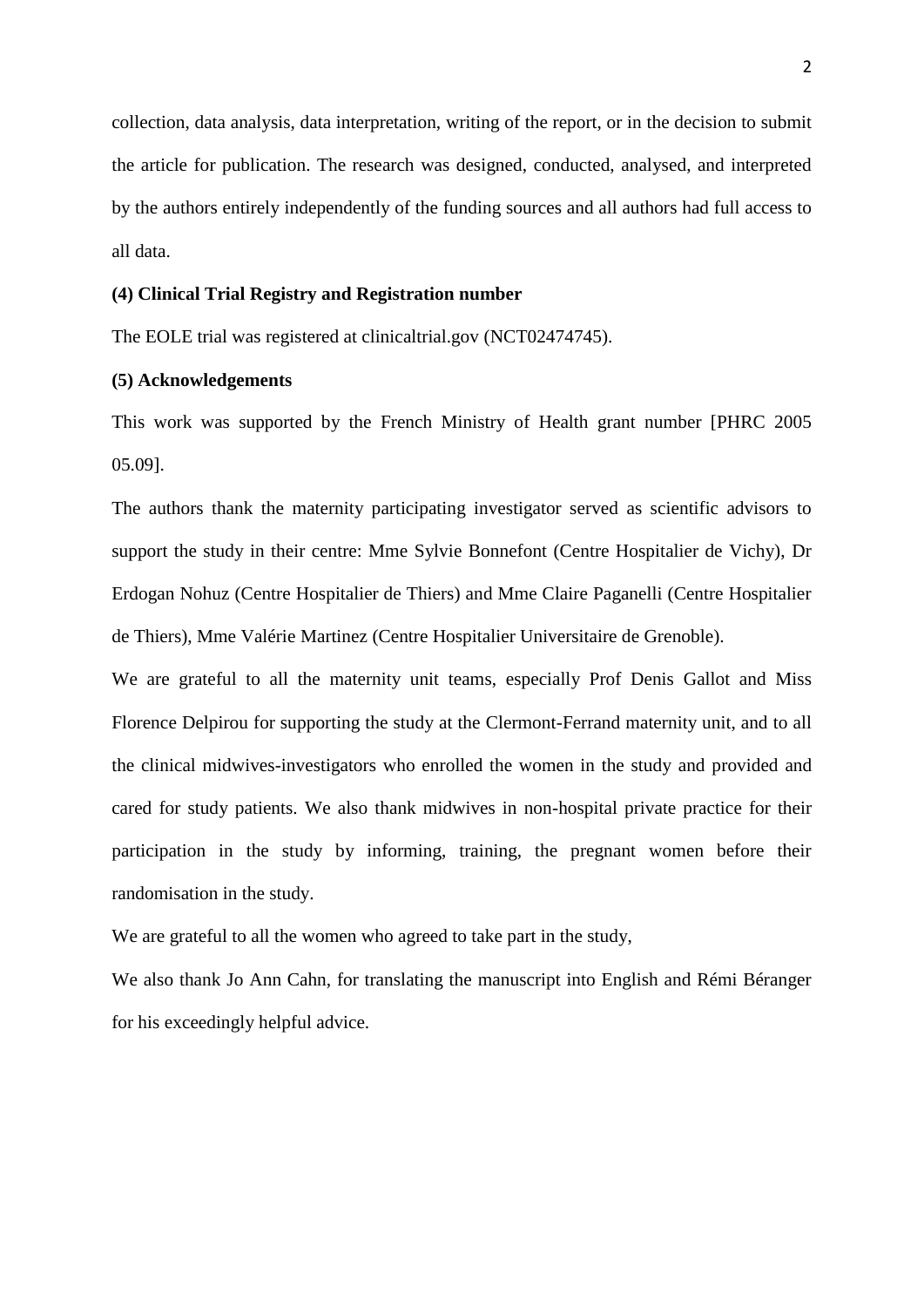collection, data analysis, data interpretation, writing of the report, or in the decision to submit the article for publication. The research was designed, conducted, analysed, and interpreted by the authors entirely independently of the funding sources and all authors had full access to all data.

**(4) Clinical Trial Registry and Registration number**

The EOLE trial was registered at clinicaltrial.gov (NCT02474745).

**(5) Acknowledgements**

This work was supported by the French Ministry of Health grant number [PHRC 2005 05.09].

The authors thank the maternity participating investigator served as scientific advisors to support the study in their centre: Mme Sylvie Bonnefont (Centre Hospitalier de Vichy), Dr Erdogan Nohuz (Centre Hospitalier de Thiers) and Mme Claire Paganelli (Centre Hospitalier de Thiers), Mme Valérie Martinez (Centre Hospitalier Universitaire de Grenoble).

We are grateful to all the maternity unit teams, especially Prof Denis Gallot and Miss Florence Delpirou for supporting the study at the Clermont-Ferrand maternity unit, and to all the clinical midwives-investigators who enrolled the women in the study and provided and cared for study patients. We also thank midwives in non-hospital private practice for their participation in the study by informing, training, the pregnant women before their randomisation in the study.

We are grateful to all the women who agreed to take part in the study,

We also thank Jo Ann Cahn, for translating the manuscript into English and Rémi Béranger for his exceedingly helpful advice.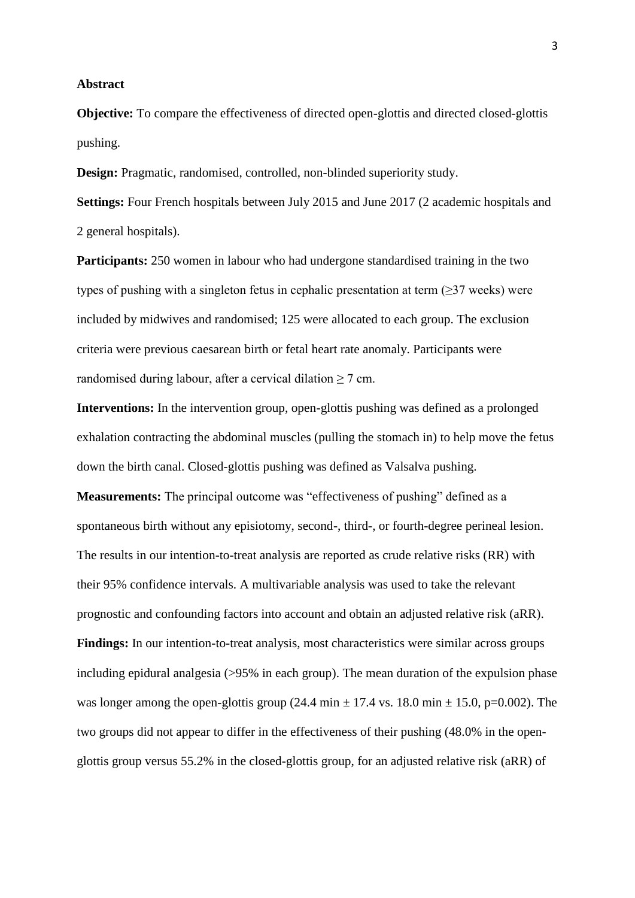**Abstract**

**Objective:** To compare the effectiveness of directed open-glottis and directed closed-glottis pushing.

**Design:** Pragmatic, randomised, controlled, non-blinded superiority study.

**Settings:** Four French hospitals between July 2015 and June 2017 (2 academic hospitals and 2 general hospitals).

**Participants:** 250 women in labour who had undergone standardised training in the two types of pushing with a singleton fetus in cephalic presentation at term (≥37 weeks) were included by midwives and randomised; 125 were allocated to each group. The exclusion criteria were previous caesarean birth or fetal heart rate anomaly. Participants were randomised during labour, after a cervical dilation ≥ 7 cm.

**Interventions:** In the intervention group, open-glottis pushing was defined as a prolonged exhalation contracting the abdominal muscles (pulling the stomach in) to help move the fetus down the birth canal. Closed-glottis pushing was defined as Valsalva pushing.

**Measurements:** The principal outcome was "effectiveness of pushing" defined as a spontaneous birth without any episiotomy, second-, third-, or fourth-degree perineal lesion. The results in our intention-to-treat analysis are reported as crude relative risks (RR) with their 95% confidence intervals. A multivariable analysis was used to take the relevant prognostic and confounding factors into account and obtain an adjusted relative risk (aRR).

**Findings:** In our intention-to-treat analysis, most characteristics were similar across groups including epidural analgesia (>95% in each group). The mean duration of the expulsion phase was longer among the open-glottis group (24.4 min ± 17.4 vs. 18.0 min ± 15.0, p=0.002). The two groups did not appear to differ in the effectiveness of their pushing (48.0% in the open-glottis group versus 55.2% in the closed-glottis group, for an adjusted relative risk (aRR) of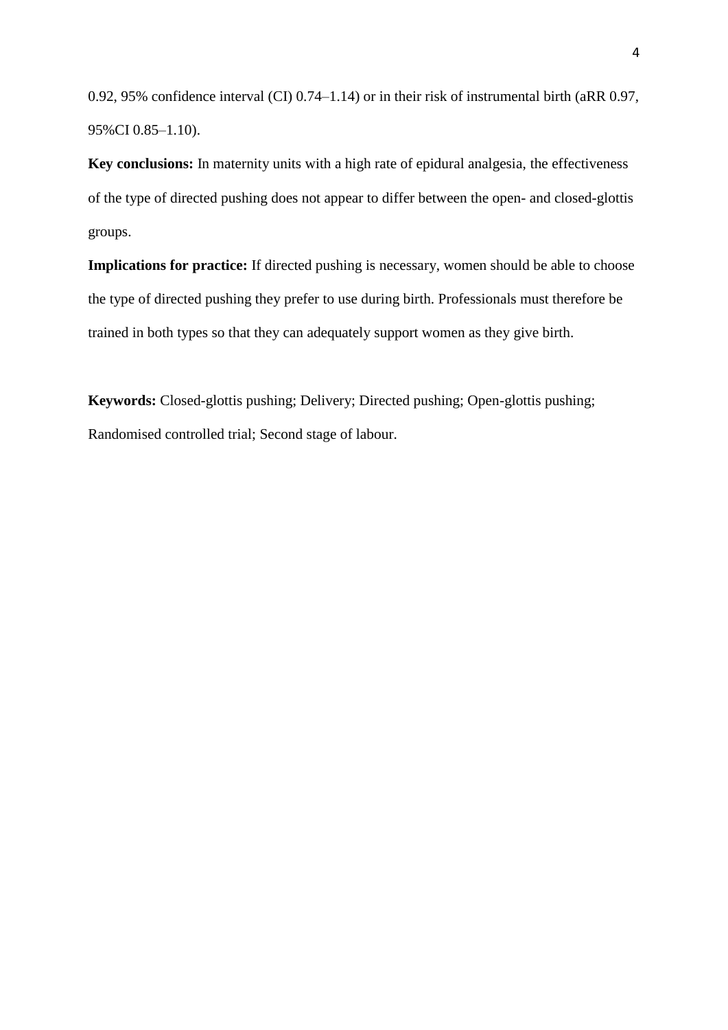0.92, 95% confidence interval (CI) 0.74–1.14) or in their risk of instrumental birth (aRR 0.97, 95%CI 0.85–1.10).

**Key conclusions:** In maternity units with a high rate of epidural analgesia, the effectiveness of the type of directed pushing does not appear to differ between the open- and closed-glottis groups.

**Implications for practice:** If directed pushing is necessary, women should be able to choose the type of directed pushing they prefer to use during birth. Professionals must therefore be trained in both types so that they can adequately support women as they give birth.

**Keywords:** Closed-glottis pushing; Delivery; Directed pushing; Open-glottis pushing; Randomised controlled trial; Second stage of labour.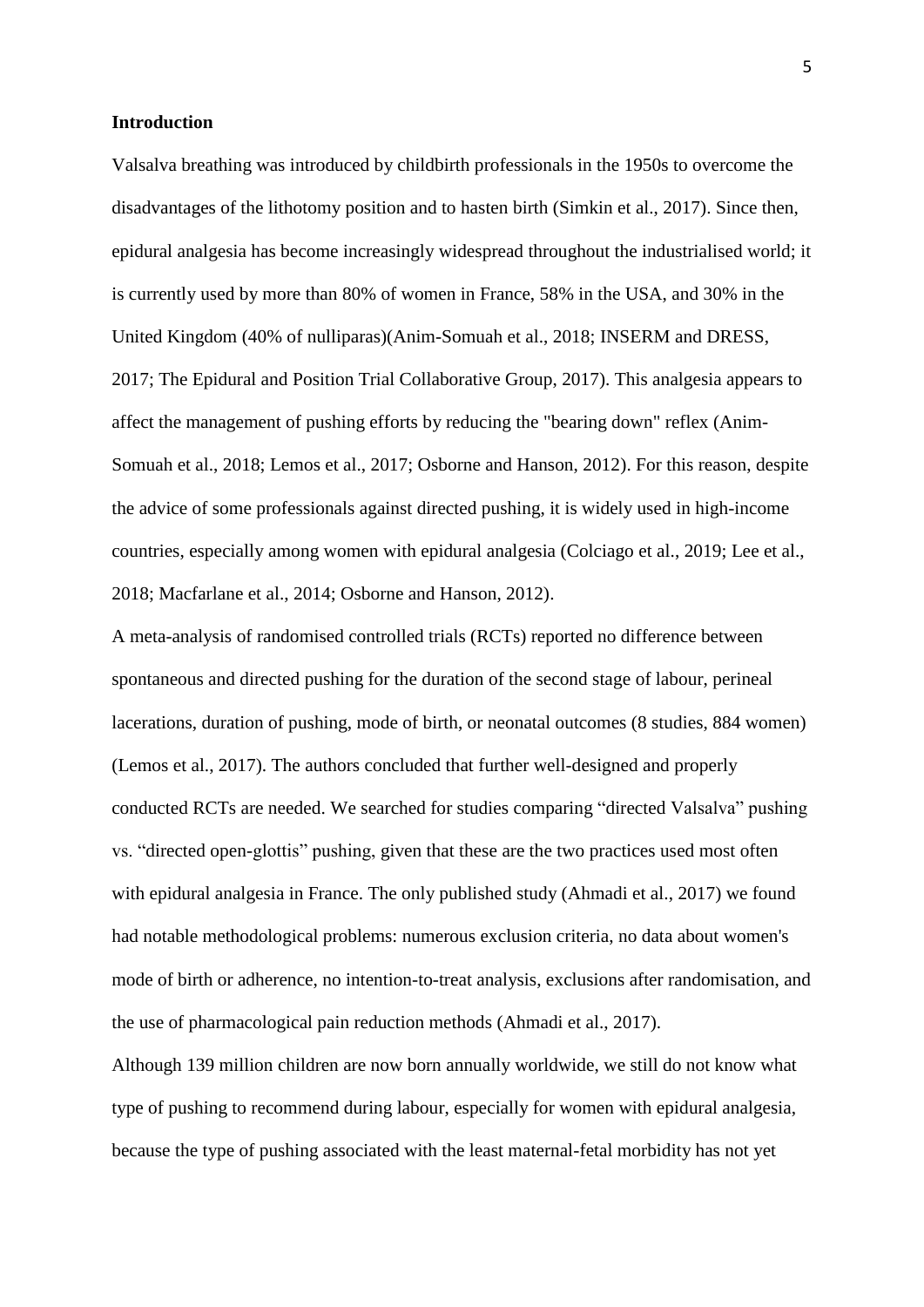**Introduction**

Valsalva breathing was introduced by childbirth professionals in the 1950s to overcome the disadvantages of the lithotomy position and to hasten birth (Simkin et al., 2017). Since then, epidural analgesia has become increasingly widespread throughout the industrialised world; it is currently used by more than 80% of women in France, 58% in the USA, and 30% in the United Kingdom (40% of nulliparas)(Anim-Somuah et al., 2018; INSERM and DRESS, 2017; The Epidural and Position Trial Collaborative Group, 2017). This analgesia appears to affect the management of pushing efforts by reducing the "bearing down" reflex (Anim-Somuah et al., 2018; Lemos et al., 2017; Osborne and Hanson, 2012). For this reason, despite the advice of some professionals against directed pushing, it is widely used in high-income countries, especially among women with epidural analgesia (Colciago et al., 2019; Lee et al., 2018; Macfarlane et al., 2014; Osborne and Hanson, 2012).

A meta-analysis of randomised controlled trials (RCTs) reported no difference between spontaneous and directed pushing for the duration of the second stage of labour, perineal lacerations, duration of pushing, mode of birth, or neonatal outcomes (8 studies, 884 women) (Lemos et al., 2017). The authors concluded that further well-designed and properly conducted RCTs are needed. We searched for studies comparing "directed Valsalva" pushing vs. "directed open-glottis" pushing, given that these are the two practices used most often with epidural analgesia in France. The only published study (Ahmadi et al., 2017) we found had notable methodological problems: numerous exclusion criteria, no data about women's mode of birth or adherence, no intention-to-treat analysis, exclusions after randomisation, and the use of pharmacological pain reduction methods (Ahmadi et al., 2017).

Although 139 million children are now born annually worldwide, we still do not know what type of pushing to recommend during labour, especially for women with epidural analgesia, because the type of pushing associated with the least maternal-fetal morbidity has not yet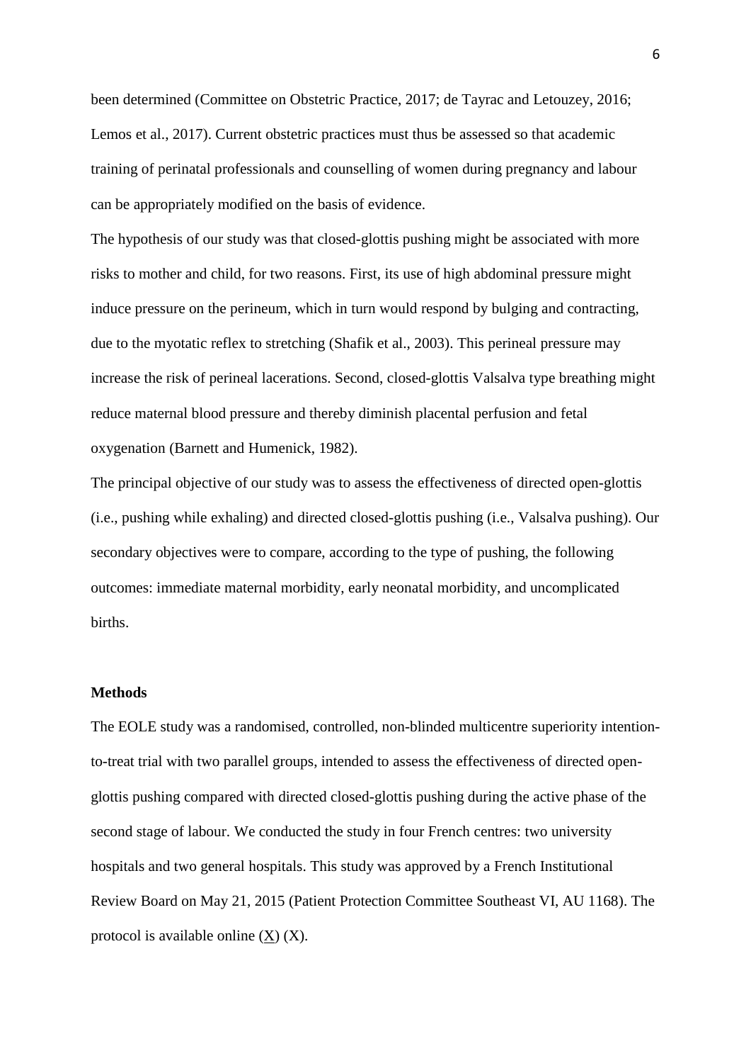been determined (Committee on Obstetric Practice, 2017; de Tayrac and Letouzey, 2016; Lemos et al., 2017). Current obstetric practices must thus be assessed so that academic training of perinatal professionals and counselling of women during pregnancy and labour can be appropriately modified on the basis of evidence.

The hypothesis of our study was that closed-glottis pushing might be associated with more risks to mother and child, for two reasons. First, its use of high abdominal pressure might induce pressure on the perineum, which in turn would respond by bulging and contracting, due to the myotatic reflex to stretching (Shafik et al., 2003). This perineal pressure may increase the risk of perineal lacerations. Second, closed-glottis Valsalva type breathing might reduce maternal blood pressure and thereby diminish placental perfusion and fetal oxygenation (Barnett and Humenick, 1982).

The principal objective of our study was to assess the effectiveness of directed open-glottis (i.e., pushing while exhaling) and directed closed-glottis pushing (i.e., Valsalva pushing). Our secondary objectives were to compare, according to the type of pushing, the following outcomes: immediate maternal morbidity, early neonatal morbidity, and uncomplicated births.

## Methods

The EOLE study was a randomised, controlled, non-blinded multicentre superiority intention-to-treat trial with two parallel groups, intended to assess the effectiveness of directed open-glottis pushing compared with directed closed-glottis pushing during the active phase of the second stage of labour. We conducted the study in four French centres: two university hospitals and two general hospitals. This study was approved by a French Institutional Review Board on May 21, 2015 (Patient Protection Committee Southeast VI, AU 1168). The protocol is available online (X) (X).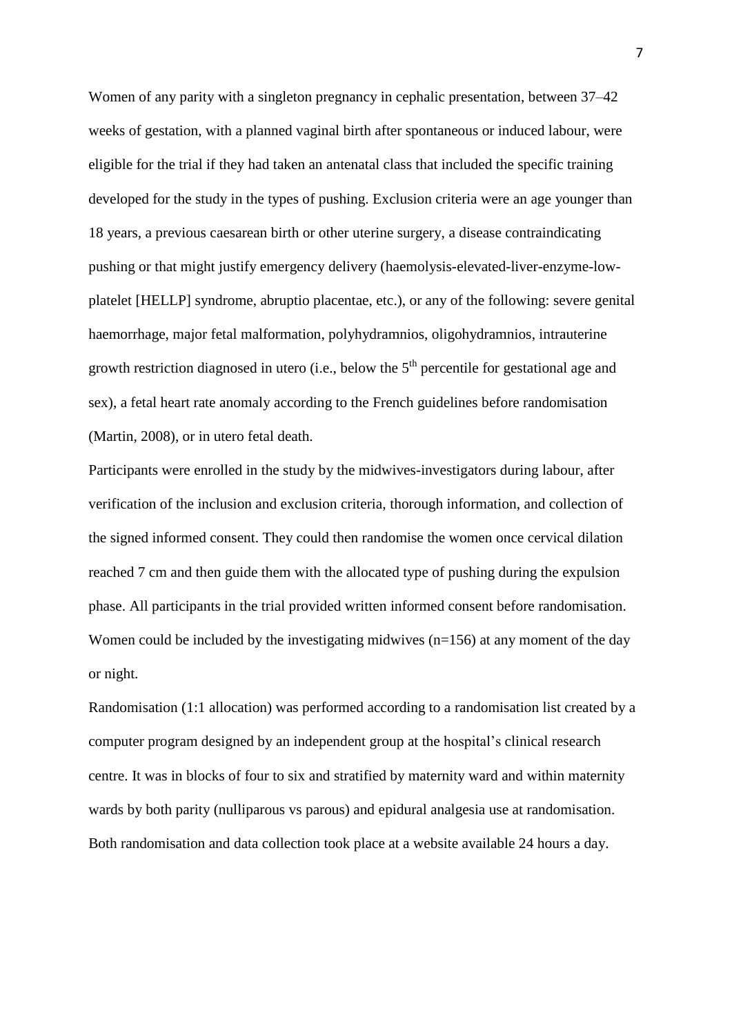Women of any parity with a singleton pregnancy in cephalic presentation, between 37–42 weeks of gestation, with a planned vaginal birth after spontaneous or induced labour, were eligible for the trial if they had taken an antenatal class that included the specific training developed for the study in the types of pushing. Exclusion criteria were an age younger than 18 years, a previous caesarean birth or other uterine surgery, a disease contraindicating pushing or that might justify emergency delivery (haemolysis-elevated-liver-enzyme-low-platelet [HELLP] syndrome, abruptio placentae, etc.), or any of the following: severe genital haemorrhage, major fetal malformation, polyhydramnios, oligohydramnios, intrauterine growth restriction diagnosed in utero (i.e., below the 5th percentile for gestational age and sex), a fetal heart rate anomaly according to the French guidelines before randomisation (Martin, 2008), or in utero fetal death.

Participants were enrolled in the study by the midwives-investigators during labour, after verification of the inclusion and exclusion criteria, thorough information, and collection of the signed informed consent. They could then randomise the women once cervical dilation reached 7 cm and then guide them with the allocated type of pushing during the expulsion phase. All participants in the trial provided written informed consent before randomisation. Women could be included by the investigating midwives (n=156) at any moment of the day or night.

Randomisation (1:1 allocation) was performed according to a randomisation list created by a computer program designed by an independent group at the hospital's clinical research centre. It was in blocks of four to six and stratified by maternity ward and within maternity wards by both parity (nulliparous vs parous) and epidural analgesia use at randomisation. Both randomisation and data collection took place at a website available 24 hours a day.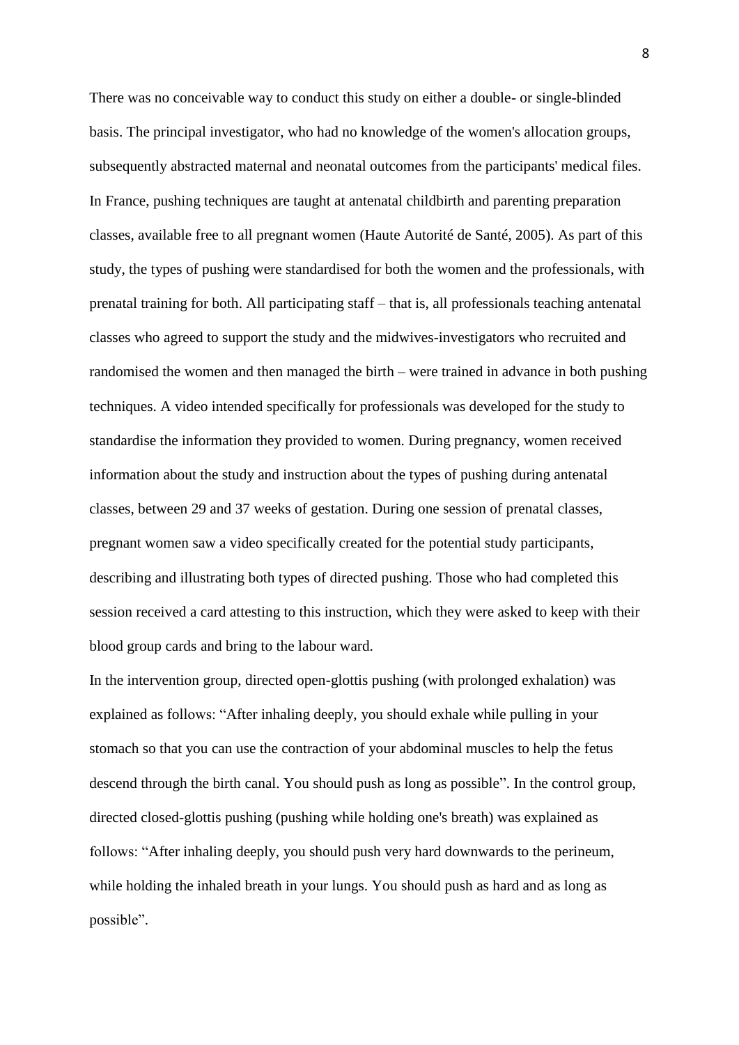There was no conceivable way to conduct this study on either a double- or single-blinded basis. The principal investigator, who had no knowledge of the women's allocation groups, subsequently abstracted maternal and neonatal outcomes from the participants' medical files. In France, pushing techniques are taught at antenatal childbirth and parenting preparation classes, available free to all pregnant women (Haute Autorité de Santé, 2005). As part of this study, the types of pushing were standardised for both the women and the professionals, with prenatal training for both. All participating staff – that is, all professionals teaching antenatal classes who agreed to support the study and the midwives-investigators who recruited and randomised the women and then managed the birth – were trained in advance in both pushing techniques. A video intended specifically for professionals was developed for the study to standardise the information they provided to women. During pregnancy, women received information about the study and instruction about the types of pushing during antenatal classes, between 29 and 37 weeks of gestation. During one session of prenatal classes, pregnant women saw a video specifically created for the potential study participants, describing and illustrating both types of directed pushing. Those who had completed this session received a card attesting to this instruction, which they were asked to keep with their blood group cards and bring to the labour ward.

In the intervention group, directed open-glottis pushing (with prolonged exhalation) was explained as follows: "After inhaling deeply, you should exhale while pulling in your stomach so that you can use the contraction of your abdominal muscles to help the fetus descend through the birth canal. You should push as long as possible". In the control group, directed closed-glottis pushing (pushing while holding one's breath) was explained as follows: "After inhaling deeply, you should push very hard downwards to the perineum, while holding the inhaled breath in your lungs. You should push as hard and as long as possible".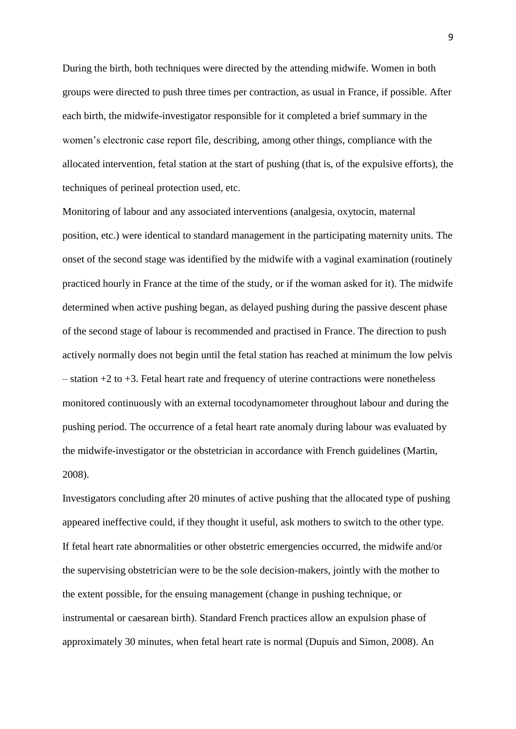During the birth, both techniques were directed by the attending midwife. Women in both groups were directed to push three times per contraction, as usual in France, if possible. After each birth, the midwife-investigator responsible for it completed a brief summary in the women's electronic case report file, describing, among other things, compliance with the allocated intervention, fetal station at the start of pushing (that is, of the expulsive efforts), the techniques of perineal protection used, etc.

Monitoring of labour and any associated interventions (analgesia, oxytocin, maternal position, etc.) were identical to standard management in the participating maternity units. The onset of the second stage was identified by the midwife with a vaginal examination (routinely practiced hourly in France at the time of the study, or if the woman asked for it). The midwife determined when active pushing began, as delayed pushing during the passive descent phase of the second stage of labour is recommended and practised in France. The direction to push actively normally does not begin until the fetal station has reached at minimum the low pelvis – station +2 to +3. Fetal heart rate and frequency of uterine contractions were nonetheless monitored continuously with an external tocodynamometer throughout labour and during the pushing period. The occurrence of a fetal heart rate anomaly during labour was evaluated by the midwife-investigator or the obstetrician in accordance with French guidelines (Martin, 2008).

Investigators concluding after 20 minutes of active pushing that the allocated type of pushing appeared ineffective could, if they thought it useful, ask mothers to switch to the other type. If fetal heart rate abnormalities or other obstetric emergencies occurred, the midwife and/or the supervising obstetrician were to be the sole decision-makers, jointly with the mother to the extent possible, for the ensuing management (change in pushing technique, or instrumental or caesarean birth). Standard French practices allow an expulsion phase of approximately 30 minutes, when fetal heart rate is normal (Dupuis and Simon, 2008). An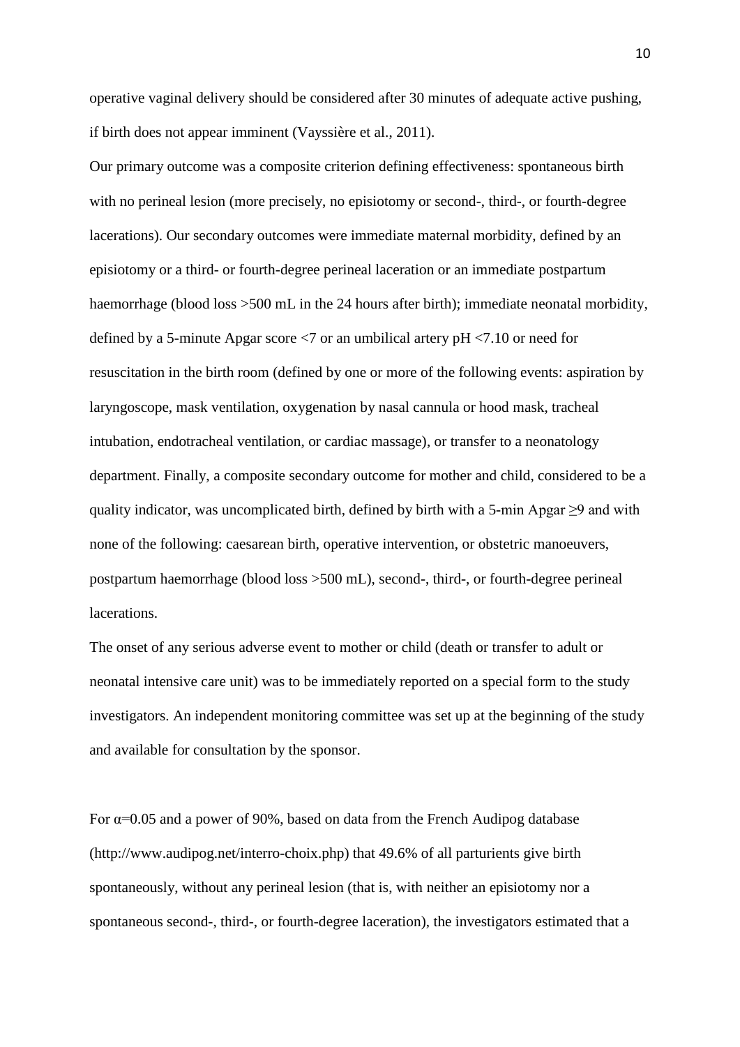operative vaginal delivery should be considered after 30 minutes of adequate active pushing, if birth does not appear imminent (Vayssière et al., 2011).

Our primary outcome was a composite criterion defining effectiveness: spontaneous birth with no perineal lesion (more precisely, no episiotomy or second-, third-, or fourth-degree lacerations). Our secondary outcomes were immediate maternal morbidity, defined by an episiotomy or a third- or fourth-degree perineal laceration or an immediate postpartum haemorrhage (blood loss >500 mL in the 24 hours after birth); immediate neonatal morbidity, defined by a 5-minute Apgar score <7 or an umbilical artery pH <7.10 or need for resuscitation in the birth room (defined by one or more of the following events: aspiration by laryngoscope, mask ventilation, oxygenation by nasal cannula or hood mask, tracheal intubation, endotracheal ventilation, or cardiac massage), or transfer to a neonatology department. Finally, a composite secondary outcome for mother and child, considered to be a quality indicator, was uncomplicated birth, defined by birth with a 5-min Apgar ≥9 and with none of the following: caesarean birth, operative intervention, or obstetric manoeuvers, postpartum haemorrhage (blood loss >500 mL), second-, third-, or fourth-degree perineal lacerations.

The onset of any serious adverse event to mother or child (death or transfer to adult or neonatal intensive care unit) was to be immediately reported on a special form to the study investigators. An independent monitoring committee was set up at the beginning of the study and available for consultation by the sponsor.

For $\alpha$=0.05 and a power of 90%, based on data from the French Audipog database (http://www.audipog.net/interro-choix.php) that 49.6% of all parturients give birth spontaneously, without any perineal lesion (that is, with neither an episiotomy nor a spontaneous second-, third-, or fourth-degree laceration), the investigators estimated that a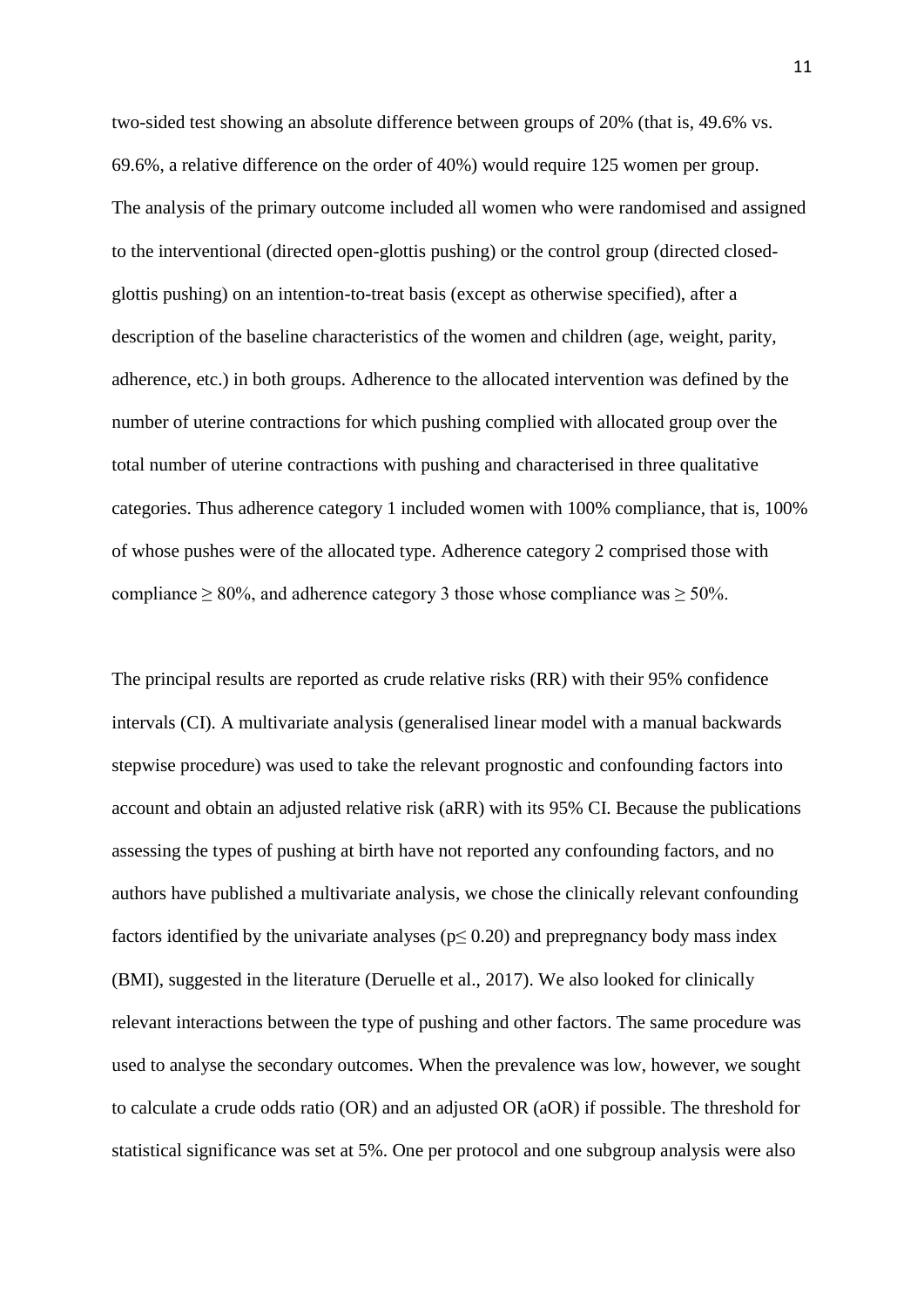two-sided test showing an absolute difference between groups of 20% (that is, 49.6% vs. 69.6%, a relative difference on the order of 40%) would require 125 women per group. The analysis of the primary outcome included all women who were randomised and assigned to the interventional (directed open-glottis pushing) or the control group (directed closed-glottis pushing) on an intention-to-treat basis (except as otherwise specified), after a description of the baseline characteristics of the women and children (age, weight, parity, adherence, etc.) in both groups. Adherence to the allocated intervention was defined by the number of uterine contractions for which pushing complied with allocated group over the total number of uterine contractions with pushing and characterised in three qualitative categories. Thus adherence category 1 included women with 100% compliance, that is, 100% of whose pushes were of the allocated type. Adherence category 2 comprised those with compliance $\geq 80\%$, and adherence category 3 those whose compliance was $\geq 50\%$.

The principal results are reported as crude relative risks (RR) with their 95% confidence intervals (CI). A multivariate analysis (generalised linear model with a manual backwards stepwise procedure) was used to take the relevant prognostic and confounding factors into account and obtain an adjusted relative risk (aRR) with its 95% CI. Because the publications assessing the types of pushing at birth have not reported any confounding factors, and no authors have published a multivariate analysis, we chose the clinically relevant confounding factors identified by the univariate analyses ($p \leq 0.20$) and prepregnancy body mass index (BMI), suggested in the literature (Deruelle et al., 2017). We also looked for clinically relevant interactions between the type of pushing and other factors. The same procedure was used to analyse the secondary outcomes. When the prevalence was low, however, we sought to calculate a crude odds ratio (OR) and an adjusted OR (aOR) if possible. The threshold for statistical significance was set at 5%. One per protocol and one subgroup analysis were also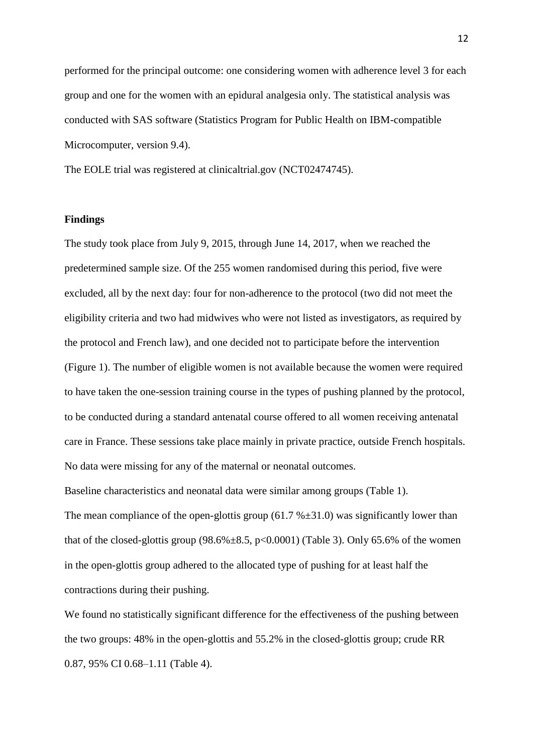performed for the principal outcome: one considering women with adherence level 3 for each group and one for the women with an epidural analgesia only. The statistical analysis was conducted with SAS software (Statistics Program for Public Health on IBM-compatible Microcomputer, version 9.4).

The EOLE trial was registered at clinicaltrial.gov (NCT02474745).

**Findings**

The study took place from July 9, 2015, through June 14, 2017, when we reached the predetermined sample size. Of the 255 women randomised during this period, five were excluded, all by the next day: four for non-adherence to the protocol (two did not meet the eligibility criteria and two had midwives who were not listed as investigators, as required by the protocol and French law), and one decided not to participate before the intervention (Figure 1). The number of eligible women is not available because the women were required to have taken the one-session training course in the types of pushing planned by the protocol, to be conducted during a standard antenatal course offered to all women receiving antenatal care in France. These sessions take place mainly in private practice, outside French hospitals. No data were missing for any of the maternal or neonatal outcomes.

Baseline characteristics and neonatal data were similar among groups (Table 1).

The mean compliance of the open-glottis group (61.7 %±31.0) was significantly lower than that of the closed-glottis group (98.6%±8.5, $p<0.0001$) (Table 3). Only 65.6% of the women in the open-glottis group adhered to the allocated type of pushing for at least half the contractions during their pushing.

We found no statistically significant difference for the effectiveness of the pushing between the two groups: 48% in the open-glottis and 55.2% in the closed-glottis group; crude RR 0.87, 95% CI 0.68–1.11 (Table 4).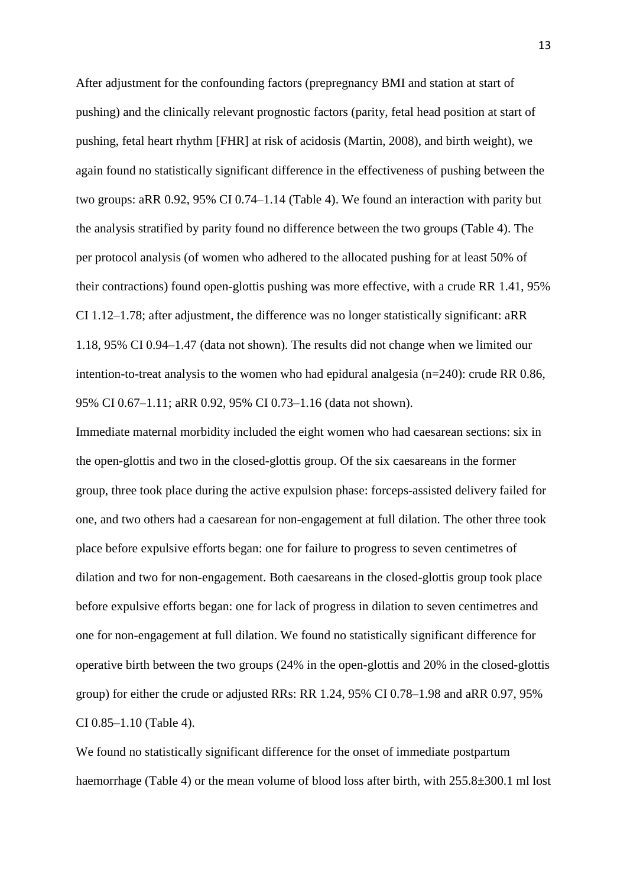After adjustment for the confounding factors (prepregnancy BMI and station at start of pushing) and the clinically relevant prognostic factors (parity, fetal head position at start of pushing, fetal heart rhythm [FHR] at risk of acidosis (Martin, 2008), and birth weight), we again found no statistically significant difference in the effectiveness of pushing between the two groups: aRR 0.92, 95% CI 0.74–1.14 (Table 4). We found an interaction with parity but the analysis stratified by parity found no difference between the two groups (Table 4). The per protocol analysis (of women who adhered to the allocated pushing for at least 50% of their contractions) found open-glottis pushing was more effective, with a crude RR 1.41, 95% CI 1.12–1.78; after adjustment, the difference was no longer statistically significant: aRR 1.18, 95% CI 0.94–1.47 (data not shown). The results did not change when we limited our intention-to-treat analysis to the women who had epidural analgesia (n=240): crude RR 0.86, 95% CI 0.67–1.11; aRR 0.92, 95% CI 0.73–1.16 (data not shown).

Immediate maternal morbidity included the eight women who had caesarean sections: six in the open-glottis and two in the closed-glottis group. Of the six caesareans in the former group, three took place during the active expulsion phase: forceps-assisted delivery failed for one, and two others had a caesarean for non-engagement at full dilation. The other three took place before expulsive efforts began: one for failure to progress to seven centimetres of dilation and two for non-engagement. Both caesareans in the closed-glottis group took place before expulsive efforts began: one for lack of progress in dilation to seven centimetres and one for non-engagement at full dilation. We found no statistically significant difference for operative birth between the two groups (24% in the open-glottis and 20% in the closed-glottis group) for either the crude or adjusted RRs: RR 1.24, 95% CI 0.78–1.98 and aRR 0.97, 95% CI 0.85–1.10 (Table 4).

We found no statistically significant difference for the onset of immediate postpartum haemorrhage (Table 4) or the mean volume of blood loss after birth, with 255.8±300.1 ml lost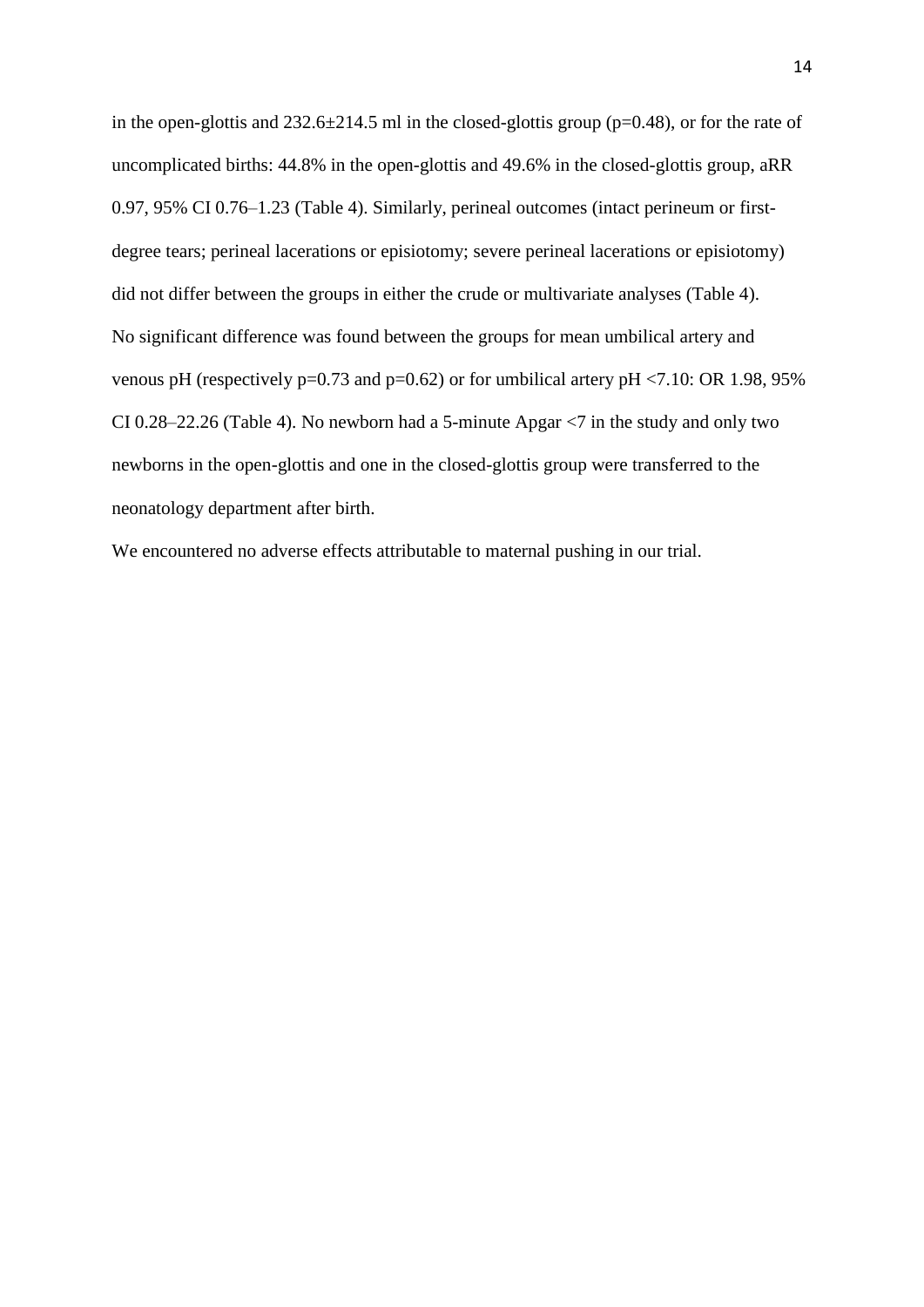in the open-glottis and 232.6±214.5 ml in the closed-glottis group ($p=0.48$), or for the rate of uncomplicated births: 44.8% in the open-glottis and 49.6% in the closed-glottis group, aRR 0.97, 95% CI 0.76–1.23 (Table 4). Similarly, perineal outcomes (intact perineum or first-degree tears; perineal lacerations or episiotomy; severe perineal lacerations or episiotomy) did not differ between the groups in either the crude or multivariate analyses (Table 4).

No significant difference was found between the groups for mean umbilical artery and venous pH (respectively $p=0.73$ and $p=0.62$) or for umbilical artery pH <7.10: OR 1.98, 95% CI 0.28–22.26 (Table 4). No newborn had a 5-minute Apgar <7 in the study and only two newborns in the open-glottis and one in the closed-glottis group were transferred to the neonatology department after birth.

We encountered no adverse effects attributable to maternal pushing in our trial.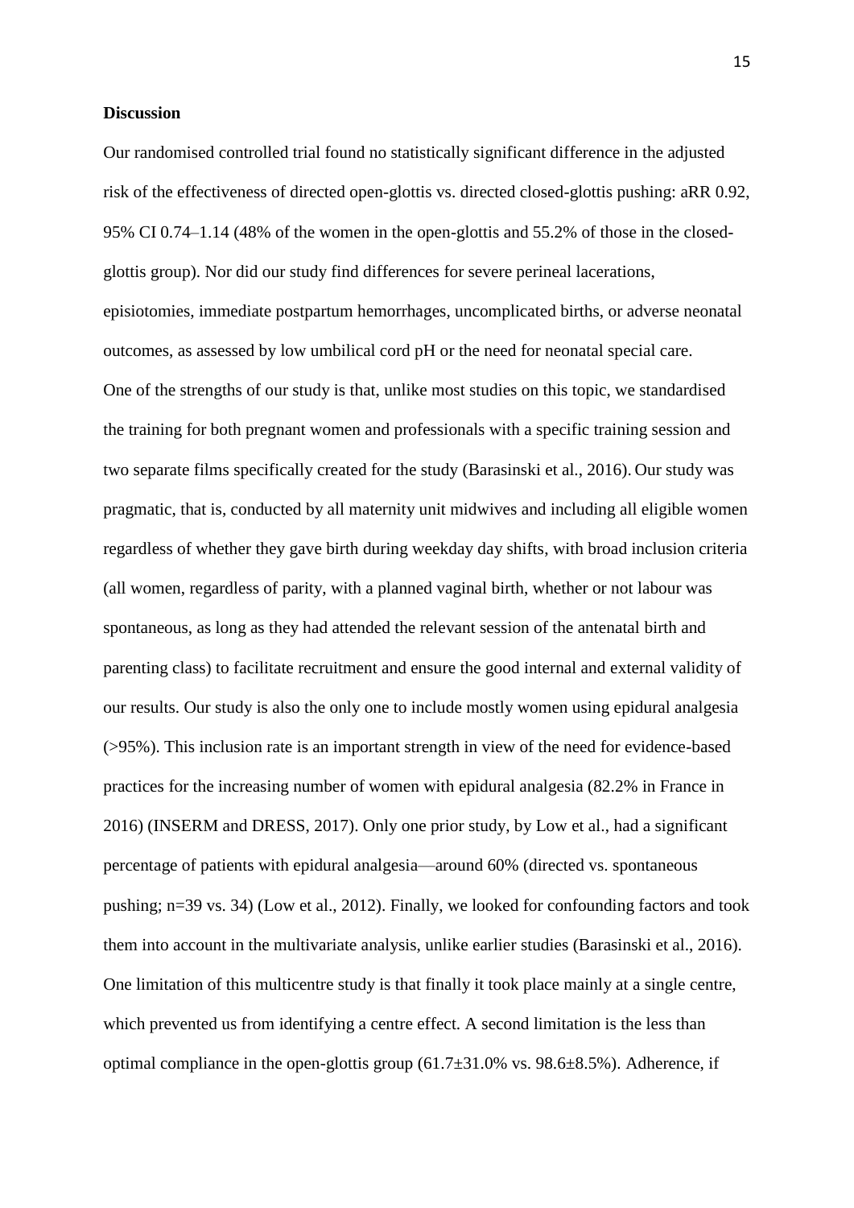**Discussion**

Our randomised controlled trial found no statistically significant difference in the adjusted risk of the effectiveness of directed open-glottis vs. directed closed-glottis pushing: aRR 0.92, 95% CI 0.74–1.14 (48% of the women in the open-glottis and 55.2% of those in the closed-glottis group). Nor did our study find differences for severe perineal lacerations, episiotomies, immediate postpartum hemorrhages, uncomplicated births, or adverse neonatal outcomes, as assessed by low umbilical cord pH or the need for neonatal special care.

One of the strengths of our study is that, unlike most studies on this topic, we standardised the training for both pregnant women and professionals with a specific training session and two separate films specifically created for the study (Barasinski et al., 2016). Our study was pragmatic, that is, conducted by all maternity unit midwives and including all eligible women regardless of whether they gave birth during weekday day shifts, with broad inclusion criteria (all women, regardless of parity, with a planned vaginal birth, whether or not labour was spontaneous, as long as they had attended the relevant session of the antenatal birth and parenting class) to facilitate recruitment and ensure the good internal and external validity of our results. Our study is also the only one to include mostly women using epidural analgesia (>95%). This inclusion rate is an important strength in view of the need for evidence-based practices for the increasing number of women with epidural analgesia (82.2% in France in 2016) (INSERM and DRESS, 2017). Only one prior study, by Low et al., had a significant percentage of patients with epidural analgesia—around 60% (directed vs. spontaneous pushing; n=39 vs. 34) (Low et al., 2012). Finally, we looked for confounding factors and took them into account in the multivariate analysis, unlike earlier studies (Barasinski et al., 2016).

One limitation of this multicentre study is that finally it took place mainly at a single centre, which prevented us from identifying a centre effect. A second limitation is the less than optimal compliance in the open-glottis group (61.7±31.0% vs. 98.6±8.5%). Adherence, if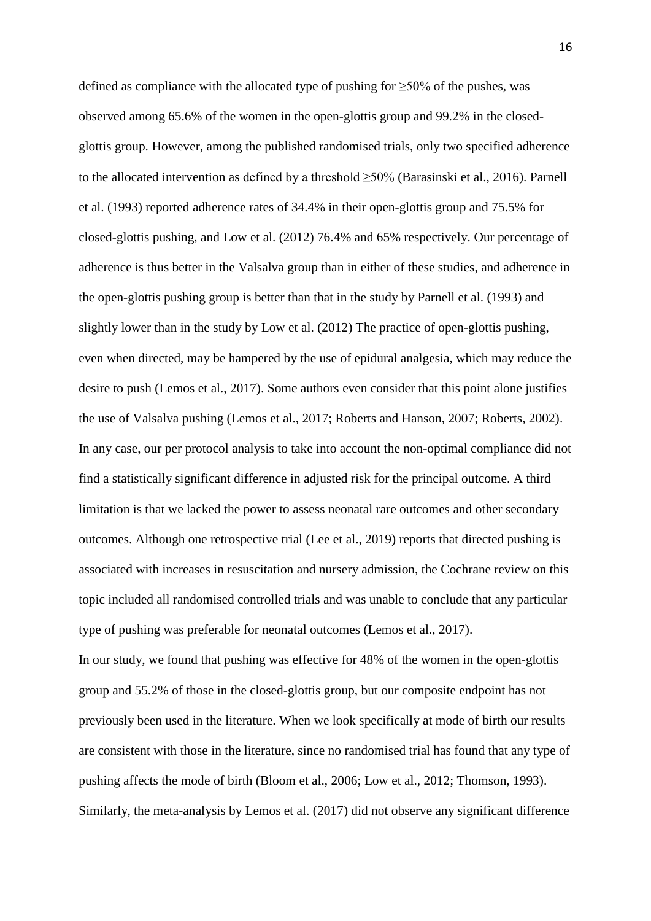defined as compliance with the allocated type of pushing for ≥50% of the pushes, was observed among 65.6% of the women in the open-glottis group and 99.2% in the closed-glottis group. However, among the published randomised trials, only two specified adherence to the allocated intervention as defined by a threshold ≥50% (Barasinski et al., 2016). Parnell et al. (1993) reported adherence rates of 34.4% in their open-glottis group and 75.5% for closed-glottis pushing, and Low et al. (2012) 76.4% and 65% respectively. Our percentage of adherence is thus better in the Valsalva group than in either of these studies, and adherence in the open-glottis pushing group is better than that in the study by Parnell et al. (1993) and slightly lower than in the study by Low et al. (2012) The practice of open-glottis pushing, even when directed, may be hampered by the use of epidural analgesia, which may reduce the desire to push (Lemos et al., 2017). Some authors even consider that this point alone justifies the use of Valsalva pushing (Lemos et al., 2017; Roberts and Hanson, 2007; Roberts, 2002). In any case, our per protocol analysis to take into account the non-optimal compliance did not find a statistically significant difference in adjusted risk for the principal outcome. A third limitation is that we lacked the power to assess neonatal rare outcomes and other secondary outcomes. Although one retrospective trial (Lee et al., 2019) reports that directed pushing is associated with increases in resuscitation and nursery admission, the Cochrane review on this topic included all randomised controlled trials and was unable to conclude that any particular type of pushing was preferable for neonatal outcomes (Lemos et al., 2017).

In our study, we found that pushing was effective for 48% of the women in the open-glottis group and 55.2% of those in the closed-glottis group, but our composite endpoint has not previously been used in the literature. When we look specifically at mode of birth our results are consistent with those in the literature, since no randomised trial has found that any type of pushing affects the mode of birth (Bloom et al., 2006; Low et al., 2012; Thomson, 1993). Similarly, the meta-analysis by Lemos et al. (2017) did not observe any significant difference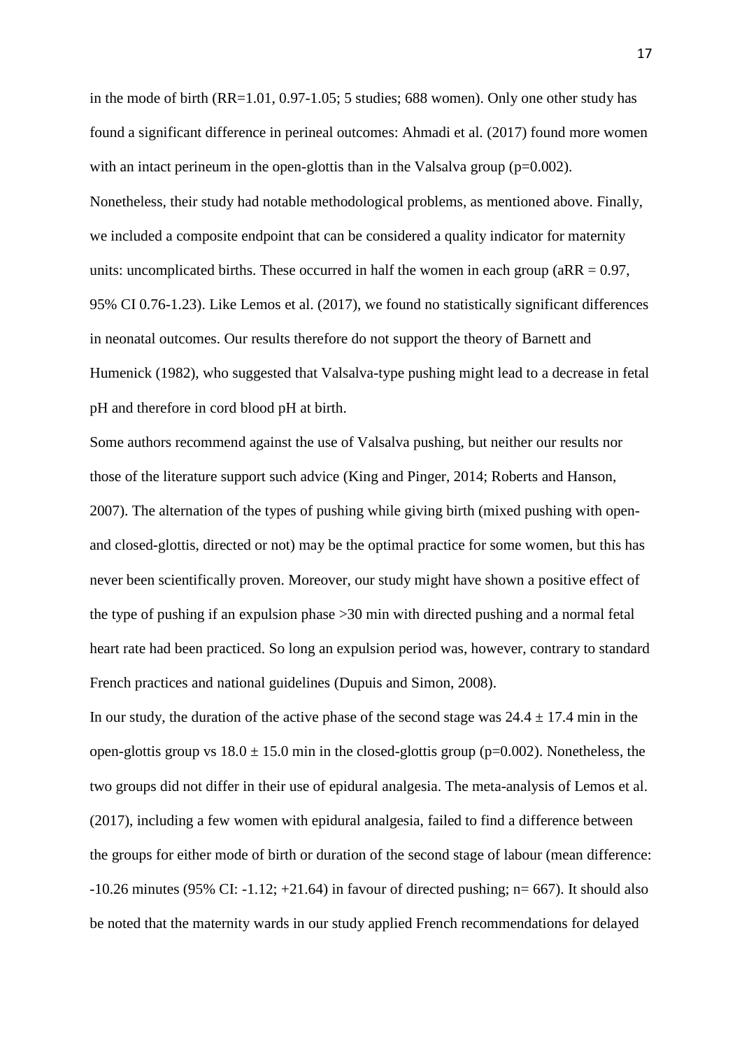in the mode of birth (RR=1.01, 0.97-1.05; 5 studies; 688 women). Only one other study has found a significant difference in perineal outcomes: Ahmadi et al. (2017) found more women with an intact perineum in the open-glottis than in the Valsalva group ($p=0.002$). Nonetheless, their study had notable methodological problems, as mentioned above. Finally, we included a composite endpoint that can be considered a quality indicator for maternity units: uncomplicated births. These occurred in half the women in each group (aRR = 0.97, 95% CI 0.76-1.23). Like Lemos et al. (2017), we found no statistically significant differences in neonatal outcomes. Our results therefore do not support the theory of Barnett and Humenick (1982), who suggested that Valsalva-type pushing might lead to a decrease in fetal pH and therefore in cord blood pH at birth.

Some authors recommend against the use of Valsalva pushing, but neither our results nor those of the literature support such advice (King and Pinger, 2014; Roberts and Hanson, 2007). The alternation of the types of pushing while giving birth (mixed pushing with open- and closed-glottis, directed or not) may be the optimal practice for some women, but this has never been scientifically proven. Moreover, our study might have shown a positive effect of the type of pushing if an expulsion phase >30 min with directed pushing and a normal fetal heart rate had been practiced. So long an expulsion period was, however, contrary to standard French practices and national guidelines (Dupuis and Simon, 2008).

In our study, the duration of the active phase of the second stage was $24.4 \pm 17.4$ min in the open-glottis group vs $18.0 \pm 15.0$ min in the closed-glottis group ($p=0.002$). Nonetheless, the two groups did not differ in their use of epidural analgesia. The meta-analysis of Lemos et al. (2017), including a few women with epidural analgesia, failed to find a difference between the groups for either mode of birth or duration of the second stage of labour (mean difference: -10.26 minutes (95% CI: -1.12; +21.64) in favour of directed pushing; n= 667). It should also be noted that the maternity wards in our study applied French recommendations for delayed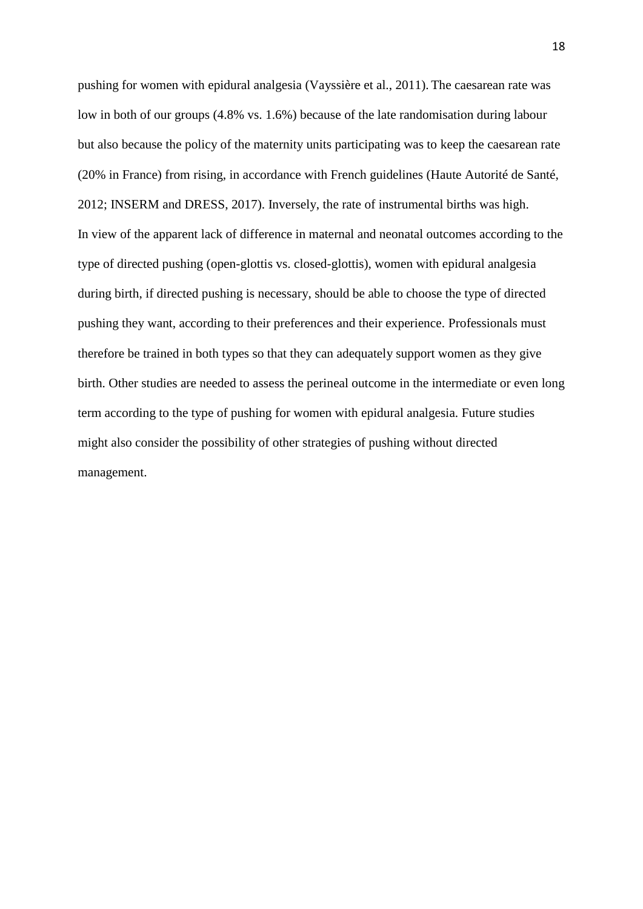pushing for women with epidural analgesia (Vayssière et al., 2011). The caesarean rate was low in both of our groups (4.8% vs. 1.6%) because of the late randomisation during labour but also because the policy of the maternity units participating was to keep the caesarean rate (20% in France) from rising, in accordance with French guidelines (Haute Autorité de Santé, 2012; INSERM and DRESS, 2017). Inversely, the rate of instrumental births was high.

In view of the apparent lack of difference in maternal and neonatal outcomes according to the type of directed pushing (open-glottis vs. closed-glottis), women with epidural analgesia during birth, if directed pushing is necessary, should be able to choose the type of directed pushing they want, according to their preferences and their experience. Professionals must therefore be trained in both types so that they can adequately support women as they give birth. Other studies are needed to assess the perineal outcome in the intermediate or even long term according to the type of pushing for women with epidural analgesia. Future studies might also consider the possibility of other strategies of pushing without directed management.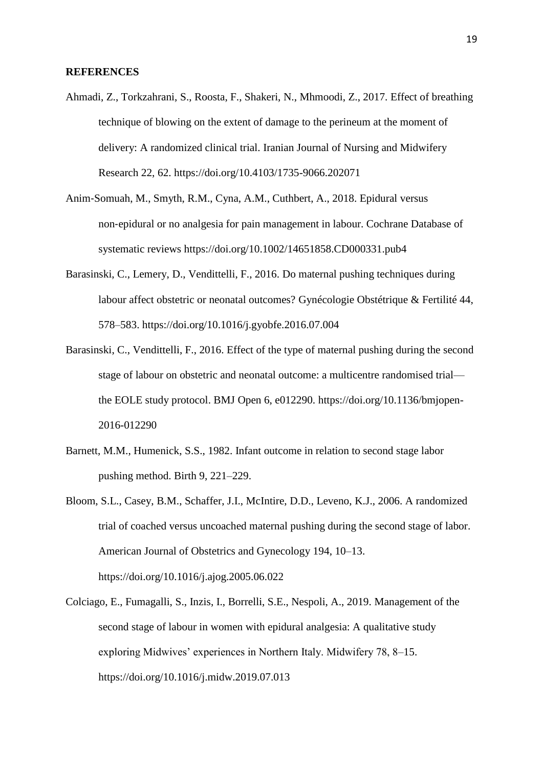**REFERENCES**

Ahmadi, Z., Torkzahrani, S., Roosta, F., Shakeri, N., Mhmoodi, Z., 2017. Effect of breathing technique of blowing on the extent of damage to the perineum at the moment of delivery: A randomized clinical trial. Iranian Journal of Nursing and Midwifery Research 22, 62. https://doi.org/10.4103/1735-9066.202071

Anim-Somuah, M., Smyth, R.M., Cyna, A.M., Cuthbert, A., 2018. Epidural versus non-epidural or no analgesia for pain management in labour. Cochrane Database of systematic reviews https://doi.org/10.1002/14651858.CD000331.pub4

Barasinski, C., Lemery, D., Vendittelli, F., 2016. Do maternal pushing techniques during labour affect obstetric or neonatal outcomes? Gynécologie Obstétrique & Fertilité 44, 578–583. https://doi.org/10.1016/j.gyobfe.2016.07.004

Barasinski, C., Vendittelli, F., 2016. Effect of the type of maternal pushing during the second stage of labour on obstetric and neonatal outcome: a multicentre randomised trial—the EOLE study protocol. BMJ Open 6, e012290. https://doi.org/10.1136/bmjopen-2016-012290

Barnett, M.M., Humenick, S.S., 1982. Infant outcome in relation to second stage labor pushing method. Birth 9, 221–229.

Bloom, S.L., Casey, B.M., Schaffer, J.I., McIntire, D.D., Leveno, K.J., 2006. A randomized trial of coached versus uncoached maternal pushing during the second stage of labor. American Journal of Obstetrics and Gynecology 194, 10–13. https://doi.org/10.1016/j.ajog.2005.06.022

Colciago, E., Fumagalli, S., Inzis, I., Borrelli, S.E., Nespoli, A., 2019. Management of the second stage of labour in women with epidural analgesia: A qualitative study exploring Midwives' experiences in Northern Italy. Midwifery 78, 8–15. https://doi.org/10.1016/j.midw.2019.07.013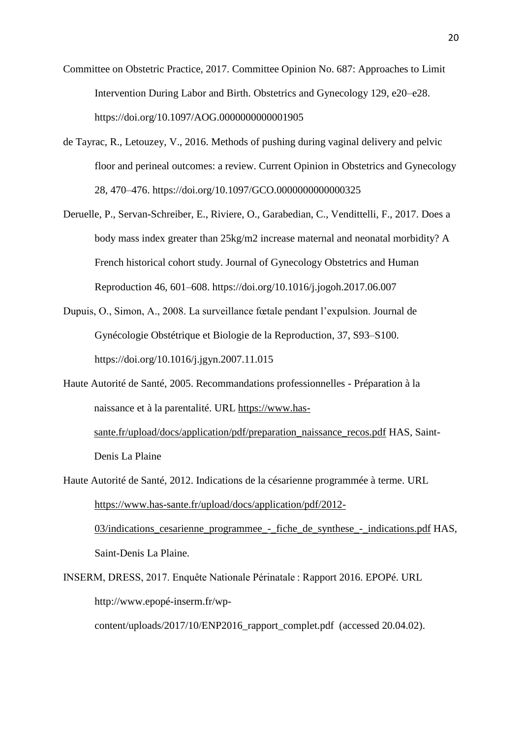Committee on Obstetric Practice, 2017. Committee Opinion No. 687: Approaches to Limit Intervention During Labor and Birth. Obstetrics and Gynecology 129, e20–e28. https://doi.org/10.1097/AOG.0000000000001905

de Tayrac, R., Letouzey, V., 2016. Methods of pushing during vaginal delivery and pelvic floor and perineal outcomes: a review. Current Opinion in Obstetrics and Gynecology 28, 470–476. https://doi.org/10.1097/GCO.0000000000000325

Deruelle, P., Servan-Schreiber, E., Riviere, O., Garabedian, C., Vendittelli, F., 2017. Does a body mass index greater than 25kg/m2 increase maternal and neonatal morbidity? A French historical cohort study. Journal of Gynecology Obstetrics and Human Reproduction 46, 601–608. https://doi.org/10.1016/j.jogoh.2017.06.007

Dupuis, O., Simon, A., 2008. La surveillance fœtale pendant l'expulsion. Journal de Gynécologie Obstétrique et Biologie de la Reproduction, 37, S93–S100. https://doi.org/10.1016/j.jgyn.2007.11.015

Haute Autorité de Santé, 2005. Recommandations professionnelles - Préparation à la naissance et à la parentalité. URL https://www.has-sante.fr/upload/docs/application/pdf/preparation_naissance_recos.pdf HAS, Saint-Denis La Plaine

Haute Autorité de Santé, 2012. Indications de la césarienne programmée à terme. URL https://www.has-sante.fr/upload/docs/application/pdf/2012-03/indications_cesarienne_programmee_-_fiche_de_synthese_-_indications.pdf HAS, Saint-Denis La Plaine.

INSERM, DRESS, 2017. Enquête Nationale Périnatale : Rapport 2016. EPOPé. URL http://www.epopé-inserm.fr/wp-content/uploads/2017/10/ENP2016_rapport_complet.pdf (accessed 20.04.02).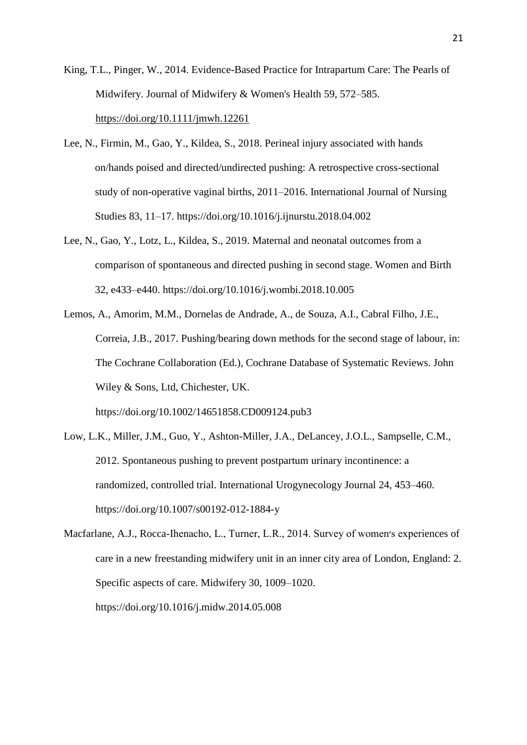King, T.L., Pinger, W., 2014. Evidence-Based Practice for Intrapartum Care: The Pearls of Midwifery. Journal of Midwifery & Women's Health 59, 572–585. https://doi.org/10.1111/jmwh.12261

Lee, N., Firmin, M., Gao, Y., Kildea, S., 2018. Perineal injury associated with hands on/hands poised and directed/undirected pushing: A retrospective cross-sectional study of non-operative vaginal births, 2011–2016. International Journal of Nursing Studies 83, 11–17. https://doi.org/10.1016/j.ijnurstu.2018.04.002

Lee, N., Gao, Y., Lotz, L., Kildea, S., 2019. Maternal and neonatal outcomes from a comparison of spontaneous and directed pushing in second stage. Women and Birth 32, e433–e440. https://doi.org/10.1016/j.wombi.2018.10.005

Lemos, A., Amorim, M.M., Dornelas de Andrade, A., de Souza, A.I., Cabral Filho, J.E., Correia, J.B., 2017. Pushing/bearing down methods for the second stage of labour, in: The Cochrane Collaboration (Ed.), Cochrane Database of Systematic Reviews. John Wiley & Sons, Ltd, Chichester, UK. https://doi.org/10.1002/14651858.CD009124.pub3

Low, L.K., Miller, J.M., Guo, Y., Ashton-Miller, J.A., DeLancey, J.O.L., Sampselle, C.M., 2012. Spontaneous pushing to prevent postpartum urinary incontinence: a randomized, controlled trial. International Urogynecology Journal 24, 453–460. https://doi.org/10.1007/s00192-012-1884-y

Macfarlane, A.J., Rocca-Ihenacho, L., Turner, L.R., 2014. Survey of women׳s experiences of care in a new freestanding midwifery unit in an inner city area of London, England: 2. Specific aspects of care. Midwifery 30, 1009–1020. https://doi.org/10.1016/j.midw.2014.05.008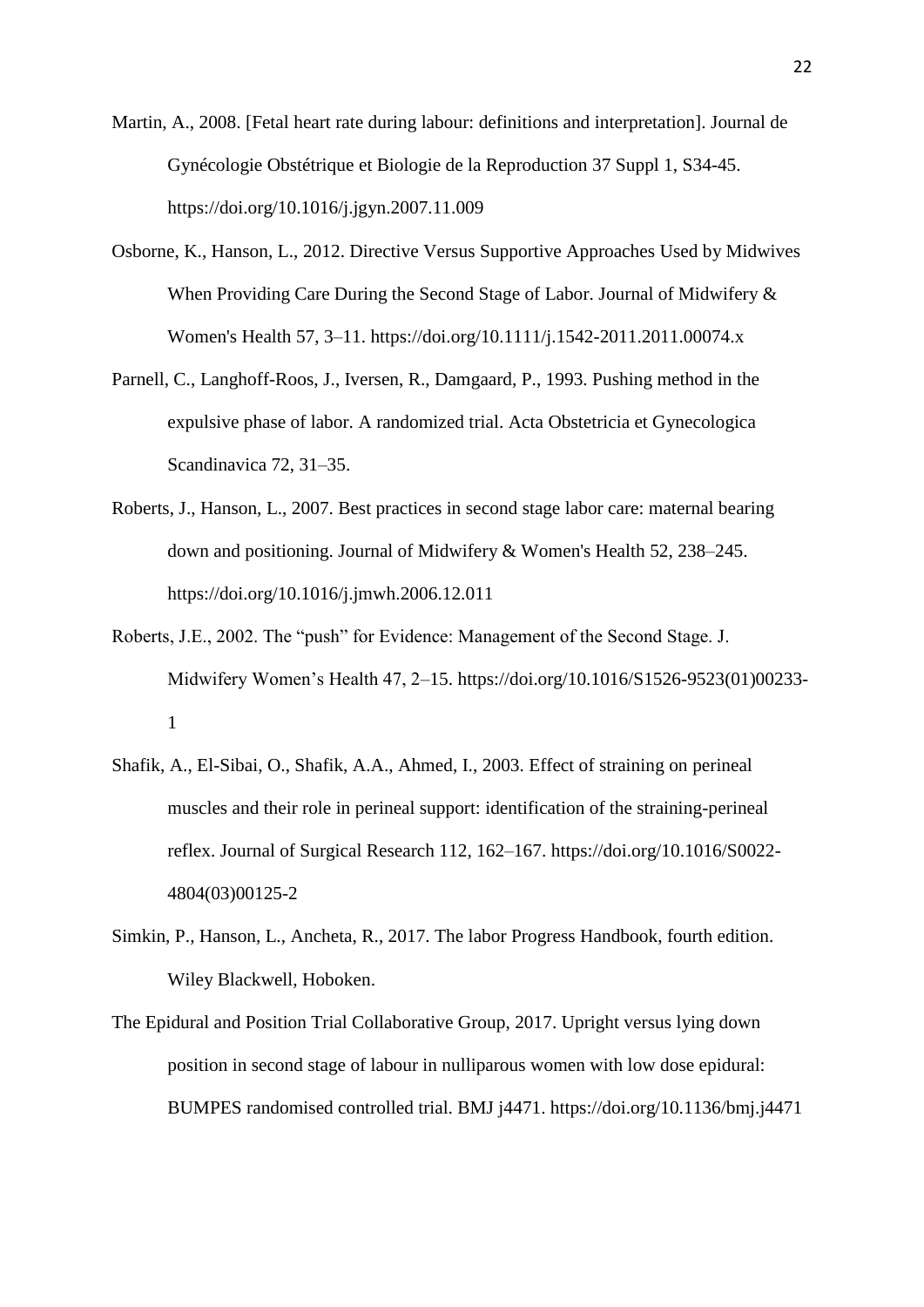Martin, A., 2008. [Fetal heart rate during labour: definitions and interpretation]. Journal de Gynécologie Obstétrique et Biologie de la Reproduction 37 Suppl 1, S34-45. https://doi.org/10.1016/j.jgyn.2007.11.009

Osborne, K., Hanson, L., 2012. Directive Versus Supportive Approaches Used by Midwives When Providing Care During the Second Stage of Labor. Journal of Midwifery & Women's Health 57, 3–11. https://doi.org/10.1111/j.1542-2011.2011.00074.x

Parnell, C., Langhoff-Roos, J., Iversen, R., Damgaard, P., 1993. Pushing method in the expulsive phase of labor. A randomized trial. Acta Obstetricia et Gynecologica Scandinavica 72, 31–35.

Roberts, J., Hanson, L., 2007. Best practices in second stage labor care: maternal bearing down and positioning. Journal of Midwifery & Women's Health 52, 238–245. https://doi.org/10.1016/j.jmwh.2006.12.011

Roberts, J.E., 2002. The "push" for Evidence: Management of the Second Stage. J. Midwifery Women's Health 47, 2–15. https://doi.org/10.1016/S1526-9523(01)00233-1

Shafik, A., El-Sibai, O., Shafik, A.A., Ahmed, I., 2003. Effect of straining on perineal muscles and their role in perineal support: identification of the straining-perineal reflex. Journal of Surgical Research 112, 162–167. https://doi.org/10.1016/S0022-4804(03)00125-2

Simkin, P., Hanson, L., Ancheta, R., 2017. The labor Progress Handbook, fourth edition. Wiley Blackwell, Hoboken.

The Epidural and Position Trial Collaborative Group, 2017. Upright versus lying down position in second stage of labour in nulliparous women with low dose epidural: BUMPES randomised controlled trial. BMJ j4471. https://doi.org/10.1136/bmj.j4471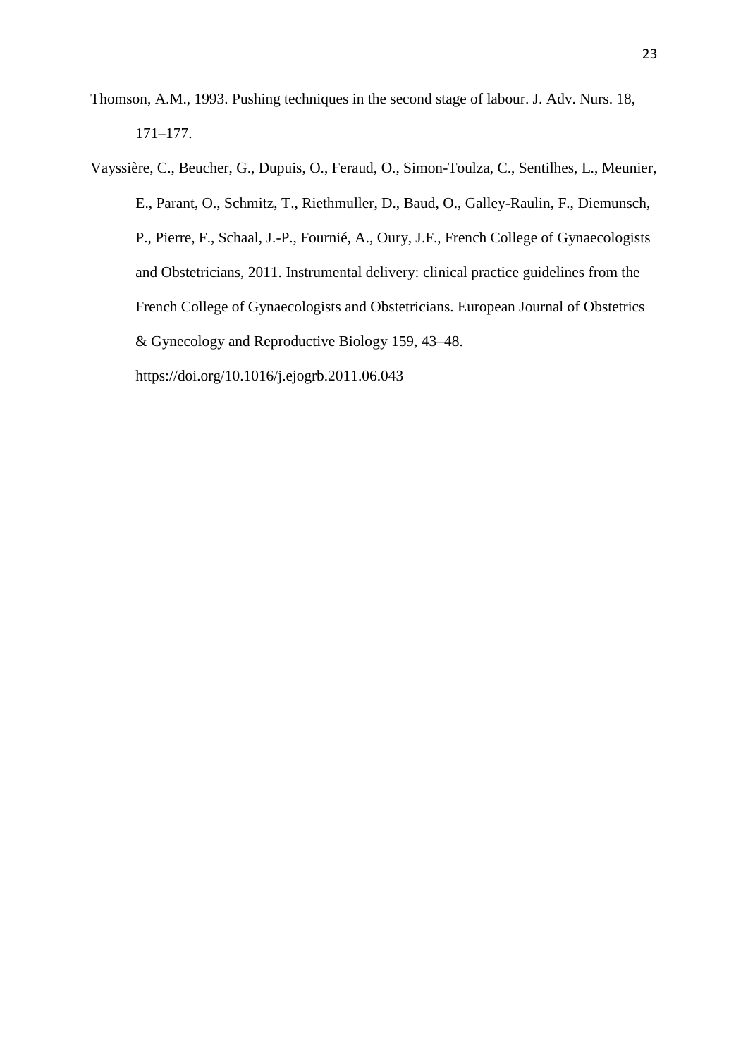Thomson, A.M., 1993. Pushing techniques in the second stage of labour. J. Adv. Nurs. 18, 171–177.

Vayssière, C., Beucher, G., Dupuis, O., Feraud, O., Simon-Toulza, C., Sentilhes, L., Meunier, E., Parant, O., Schmitz, T., Riethmuller, D., Baud, O., Galley-Raulin, F., Diemunsch, P., Pierre, F., Schaal, J.-P., Fournié, A., Oury, J.F., French College of Gynaecologists and Obstetricians, 2011. Instrumental delivery: clinical practice guidelines from the French College of Gynaecologists and Obstetricians. European Journal of Obstetrics & Gynecology and Reproductive Biology 159, 43–48. https://doi.org/10.1016/j.ejogrb.2011.06.043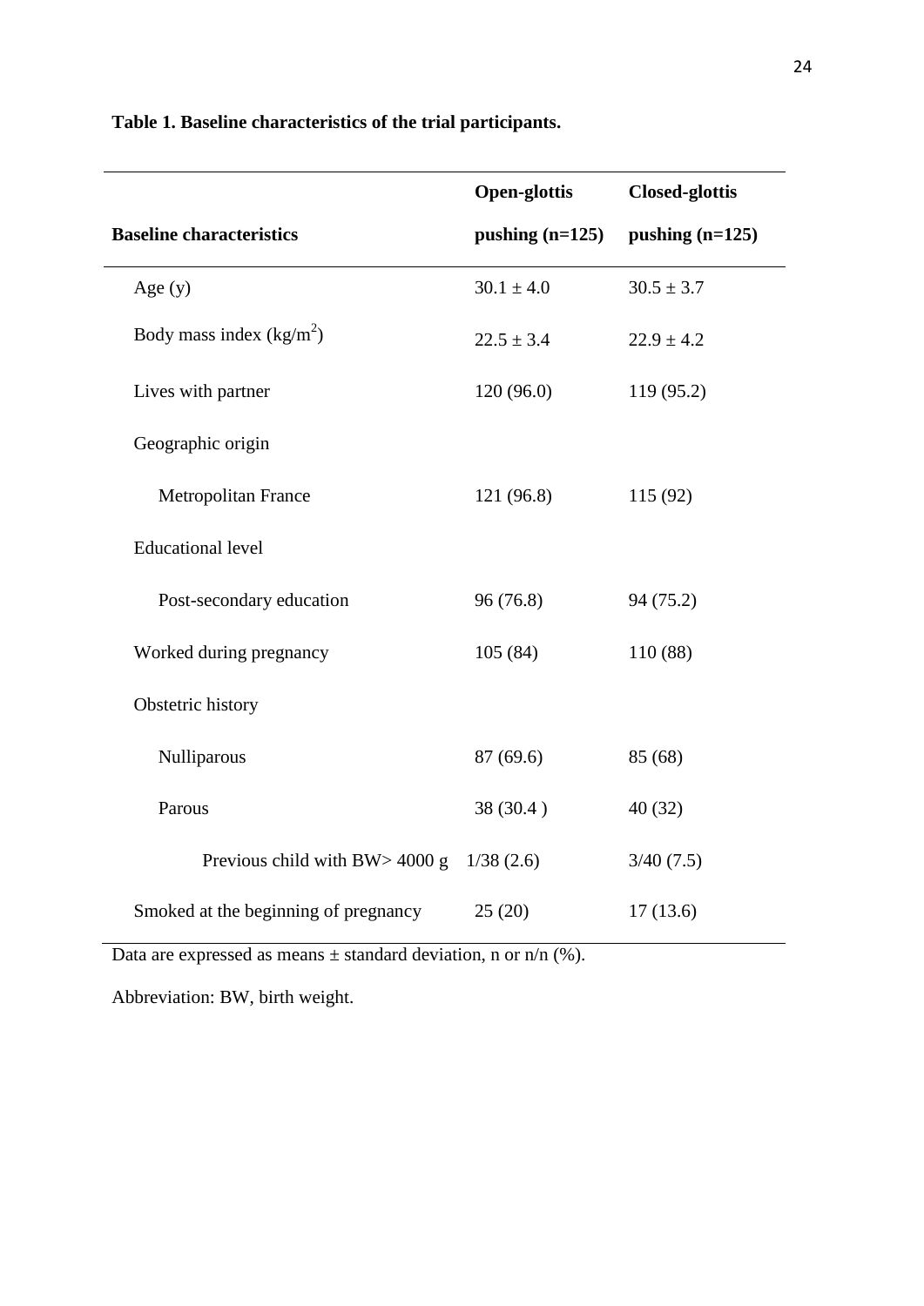**Table 1. Baseline characteristics of the trial participants.**

| Baseline characteristics | Open-glottis pushing (n=125) | Closed-glottis pushing (n=125) |
|---|---|---|
| Age (y) | 30.1 ± 4.0 | 30.5 ± 3.7 |
| Body mass index (kg/m$^2$) | 22.5 ± 3.4 | 22.9 ± 4.2 |
| Lives with partner | 120 (96.0) | 119 (95.2) |
| Geographic origin | | |
| Metropolitan France | 121 (96.8) | 115 (92) |
| Educational level | | |
| Post-secondary education | 96 (76.8) | 94 (75.2) |
| Worked during pregnancy | 105 (84) | 110 (88) |
| Obstetric history | | |
| Nulliparous | 87 (69.6) | 85 (68) |
| Parous | 38 (30.4 ) | 40 (32) |
| Previous child with BW> 4000 g | 1/38 (2.6) | 3/40 (7.5) |
| Smoked at the beginning of pregnancy | 25 (20) | 17 (13.6) |

Data are expressed as means ± standard deviation, n or n/n (%).

Abbreviation: BW, birth weight.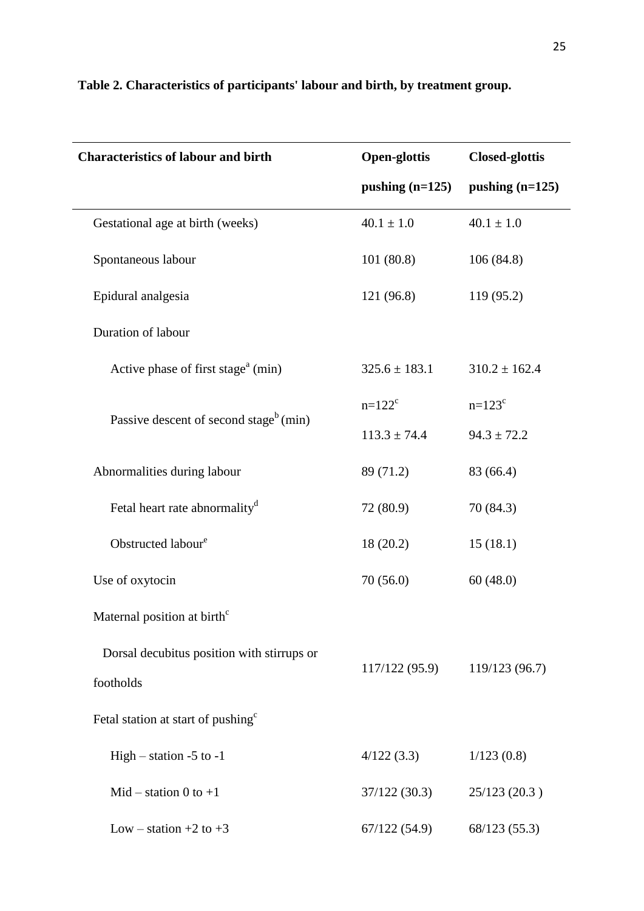**Table 2. Characteristics of participants' labour and birth, by treatment group.**

| Characteristics of labour and birth | Open-glottis pushing (n=125) | Closed-glottis pushing (n=125) |
|---|---|---|
| Gestational age at birth (weeks) | 40.1 ± 1.0 | 40.1 ± 1.0 |
| Spontaneous labour | 101 (80.8) | 106 (84.8) |
| Epidural analgesia | 121 (96.8) | 119 (95.2) |
| Duration of labour | | |
| Active phase of first stage[a] (min) | 325.6 ± 183.1 | 310.2 ± 162.4 |
| Passive descent of second stage[b] (min) | n=122[c] 113.3 ± 74.4 | n=123[c] 94.3 ± 72.2 |
| Abnormalities during labour | 89 (71.2) | 83 (66.4) |
| Fetal heart rate abnormality[d] | 72 (80.9) | 70 (84.3) |
| Obstructed labour[e] | 18 (20.2) | 15 (18.1) |
| Use of oxytocin | 70 (56.0) | 60 (48.0) |
| Maternal position at birth[c] | | |
| Dorsal decubitus position with stirrups or footholds | 117/122 (95.9) | 119/123 (96.7) |
| Fetal station at start of pushing[c] | | |
| High – station -5 to -1 | 4/122 (3.3) | 1/123 (0.8) |
| Mid – station 0 to +1 | 37/122 (30.3) | 25/123 (20.3 ) |
| Low – station +2 to +3 | 67/122 (54.9) | 68/123 (55.3) |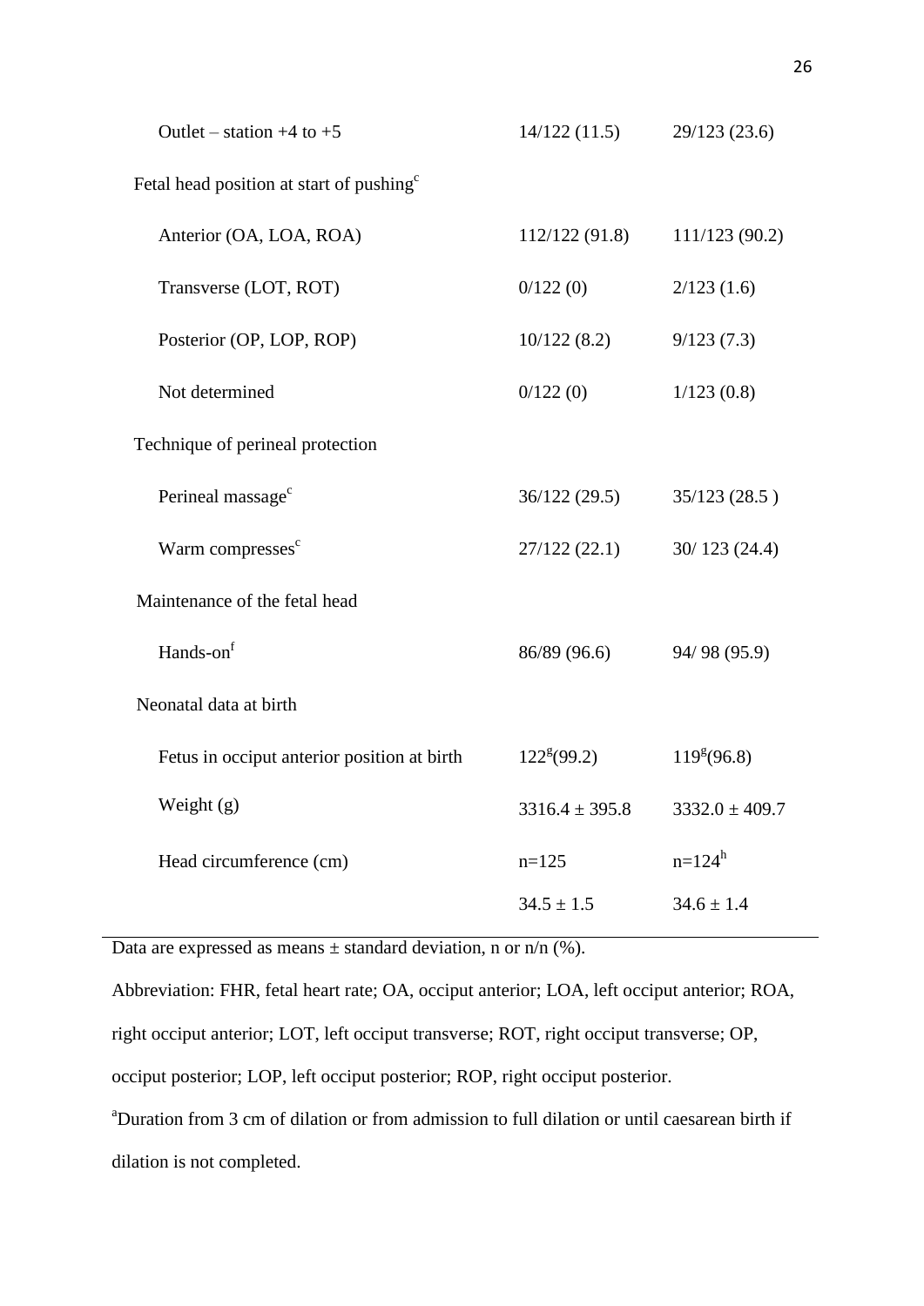| | | |
|---|---|---|
| Outlet – station +4 to +5 | 14/122 (11.5) | 29/123 (23.6) |
| Fetal head position at start of pushing[c] | | |
| Anterior (OA, LOA, ROA) | 112/122 (91.8) | 111/123 (90.2) |
| Transverse (LOT, ROT) | 0/122 (0) | 2/123 (1.6) |
| Posterior (OP, LOP, ROP) | 10/122 (8.2) | 9/123 (7.3) |
| Not determined | 0/122 (0) | 1/123 (0.8) |
| Technique of perineal protection | | |
| Perineal massage[c] | 36/122 (29.5) | 35/123 (28.5 ) |
| Warm compresses[c] | 27/122 (22.1) | 30/ 123 (24.4) |
| Maintenance of the fetal head | | |
| Hands-on[f] | 86/89 (96.6) | 94/ 98 (95.9) |
| Neonatal data at birth | | |
| Fetus in occiput anterior position at birth | 122[g](99.2) | 119[g](96.8) |
| Weight (g) | 3316.4 ± 395.8 | 3332.0 ± 409.7 |
| Head circumference (cm) | n=125 | n=124[h] |
| | 34.5 ± 1.5 | 34.6 ± 1.4 |

Data are expressed as means ± standard deviation, n or n/n (%).

Abbreviation: FHR, fetal heart rate; OA, occiput anterior; LOA, left occiput anterior; ROA, right occiput anterior; LOT, left occiput transverse; ROT, right occiput transverse; OP, occiput posterior; LOP, left occiput posterior; ROP, right occiput posterior.

[a]Duration from 3 cm of dilation or from admission to full dilation or until caesarean birth if dilation is not completed.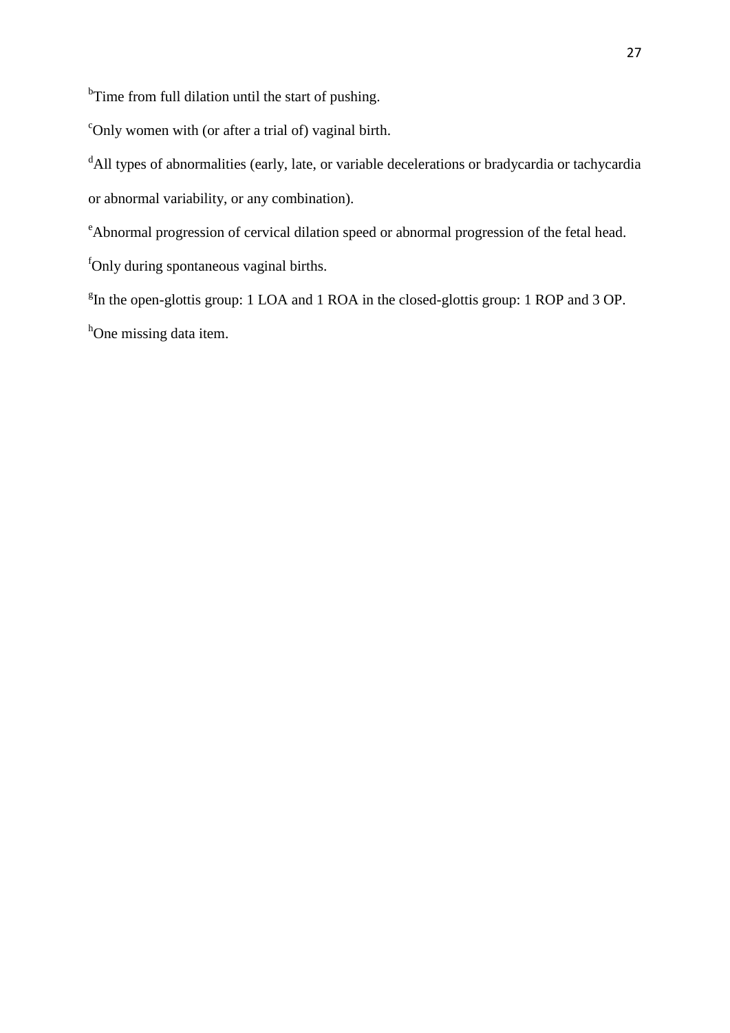[b]Time from full dilation until the start of pushing.

[c]Only women with (or after a trial of) vaginal birth.

[d]All types of abnormalities (early, late, or variable decelerations or bradycardia or tachycardia or abnormal variability, or any combination).

[e]Abnormal progression of cervical dilation speed or abnormal progression of the fetal head.

[f]Only during spontaneous vaginal births.

[g]In the open-glottis group: 1 LOA and 1 ROA in the closed-glottis group: 1 ROP and 3 OP.

[h]One missing data item.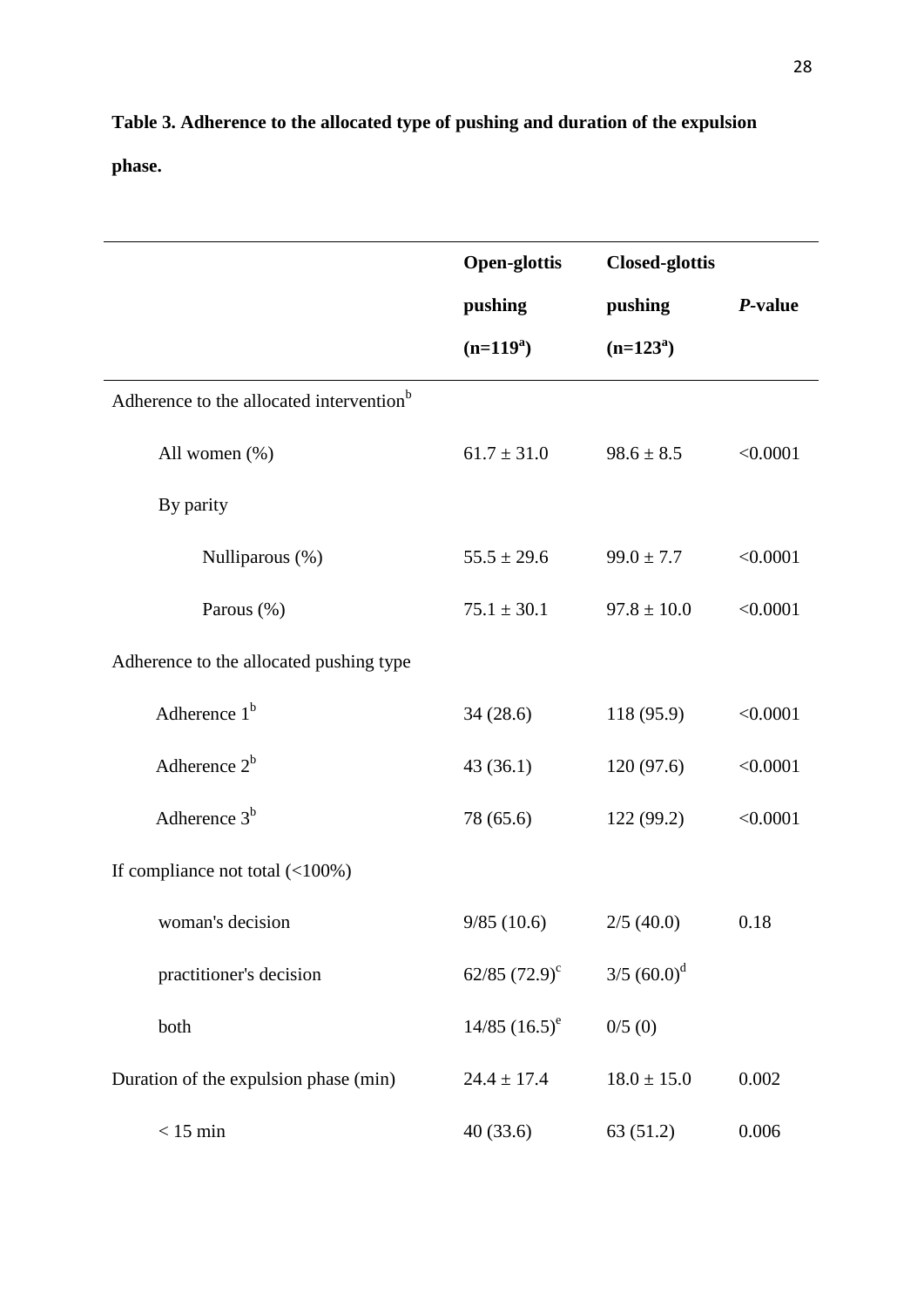**Table 3. Adherence to the allocated type of pushing and duration of the expulsion phase.**

| | Open-glottis pushing (n=119[a]) | Closed-glottis pushing (n=123[a]) | *P*-value |
|---|---|---|---|
| Adherence to the allocated intervention[b] | | | |
| All women (%) | 61.7 ± 31.0 | 98.6 ± 8.5 | <0.0001 |
| By parity | | | |
| Nulliparous (%) | 55.5 ± 29.6 | 99.0 ± 7.7 | <0.0001 |
| Parous (%) | 75.1 ± 30.1 | 97.8 ± 10.0 | <0.0001 |
| Adherence to the allocated pushing type | | | |
| Adherence 1[b] | 34 (28.6) | 118 (95.9) | <0.0001 |
| Adherence 2[b] | 43 (36.1) | 120 (97.6) | <0.0001 |
| Adherence 3[b] | 78 (65.6) | 122 (99.2) | <0.0001 |
| If compliance not total (<100%) | | | |
| woman's decision | 9/85 (10.6) | 2/5 (40.0) | 0.18 |
| practitioner's decision | 62/85 (72.9)[c] | 3/5 (60.0)[d] | |
| both | 14/85 (16.5)[e] | 0/5 (0) | |
| Duration of the expulsion phase (min) | 24.4 ± 17.4 | 18.0 ± 15.0 | 0.002 |
| < 15 min | 40 (33.6) | 63 (51.2) | 0.006 |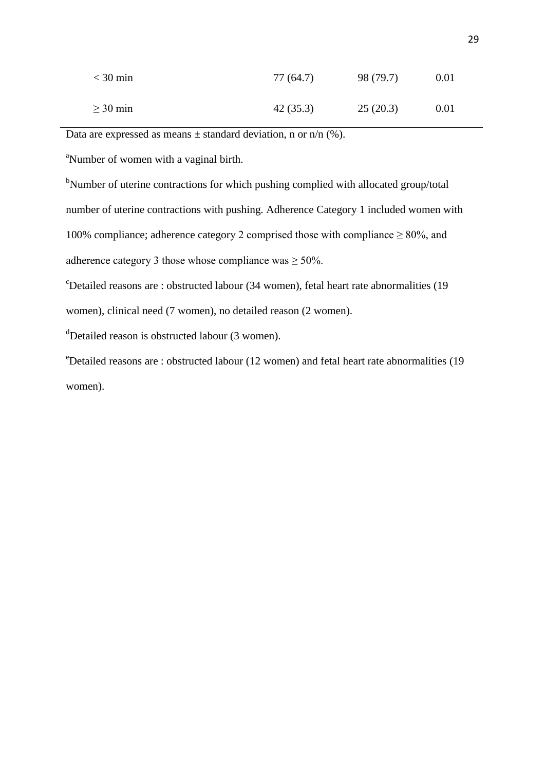| | | | |
|---|---|---|---|
| < 30 min | 77 (64.7) | 98 (79.7) | 0.01 |
| ≥ 30 min | 42 (35.3) | 25 (20.3) | 0.01 |

Data are expressed as means ± standard deviation, n or n/n (%).

[a]Number of women with a vaginal birth.

[b]Number of uterine contractions for which pushing complied with allocated group/total number of uterine contractions with pushing. Adherence Category 1 included women with 100% compliance; adherence category 2 comprised those with compliance ≥ 80%, and adherence category 3 those whose compliance was ≥ 50%.

[c]Detailed reasons are : obstructed labour (34 women), fetal heart rate abnormalities (19 women), clinical need (7 women), no detailed reason (2 women).

[d]Detailed reason is obstructed labour (3 women).

[e]Detailed reasons are : obstructed labour (12 women) and fetal heart rate abnormalities (19 women).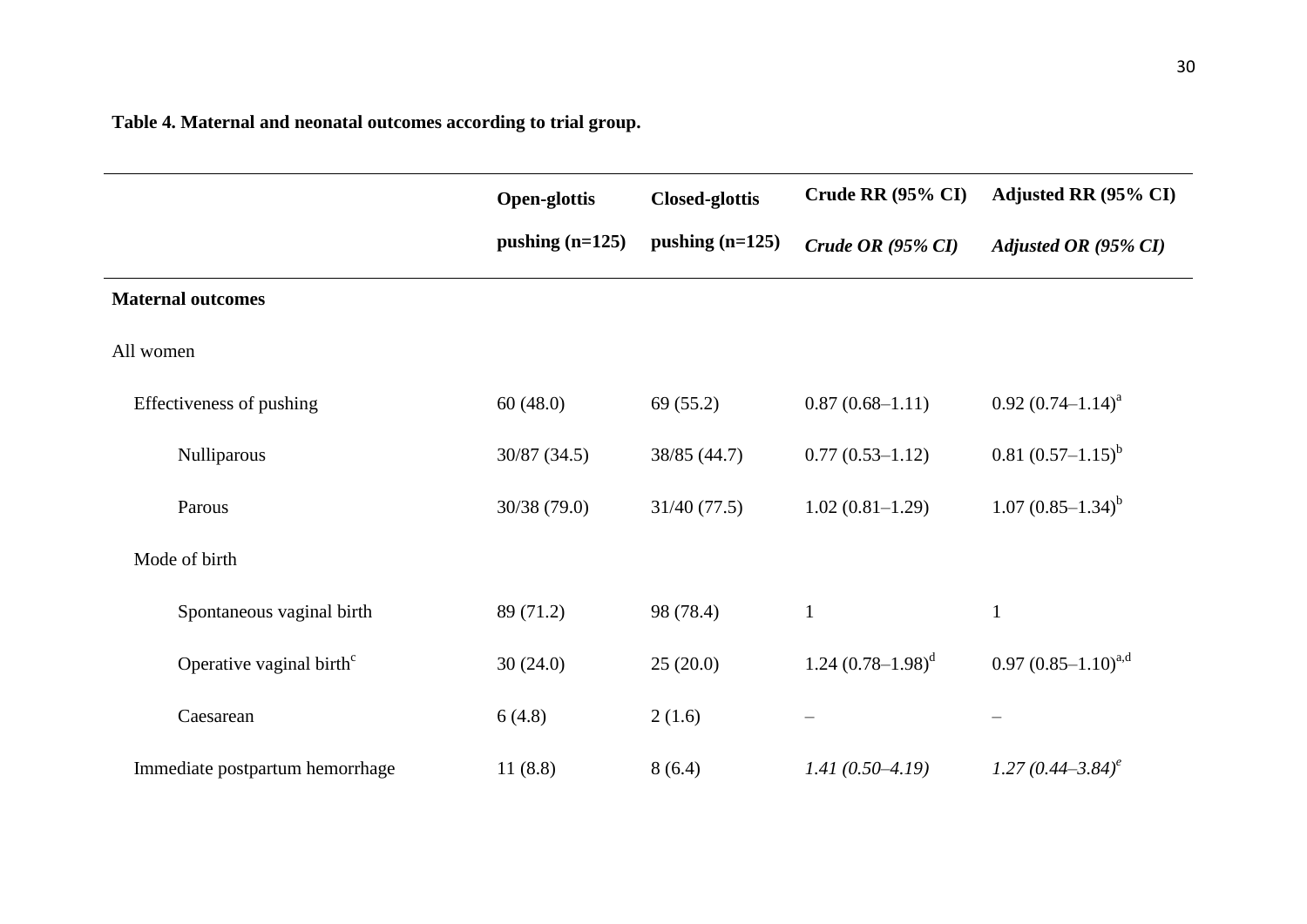**Table 4. Maternal and neonatal outcomes according to trial group.**

| | Open-glottis pushing (n=125) | Closed-glottis pushing (n=125) | Crude RR (95% CI) *Crude OR (95% CI)* | Adjusted RR (95% CI) *Adjusted OR (95% CI)* |
|---|---|---|---|---|
| **Maternal outcomes** | | | | |
| All women | | | | |
| Effectiveness of pushing | 60 (48.0) | 69 (55.2) | 0.87 (0.68–1.11) | 0.92 (0.74–1.14)[a] |
| Nulliparous | 30/87 (34.5) | 38/85 (44.7) | 0.77 (0.53–1.12) | 0.81 (0.57–1.15)[b] |
| Parous | 30/38 (79.0) | 31/40 (77.5) | 1.02 (0.81–1.29) | 1.07 (0.85–1.34)[b] |
| Mode of birth | | | | |
| Spontaneous vaginal birth | 89 (71.2) | 98 (78.4) | 1 | 1 |
| Operative vaginal birth[c] | 30 (24.0) | 25 (20.0) | 1.24 (0.78–1.98)[d] | 0.97 (0.85–1.10)[a,d] |
| Caesarean | 6 (4.8) | 2 (1.6) | – | – |
| Immediate postpartum hemorrhage | 11 (8.8) | 8 (6.4) | *1.41 (0.50–4.19)* | *1.27 (0.44–3.84)[e]* |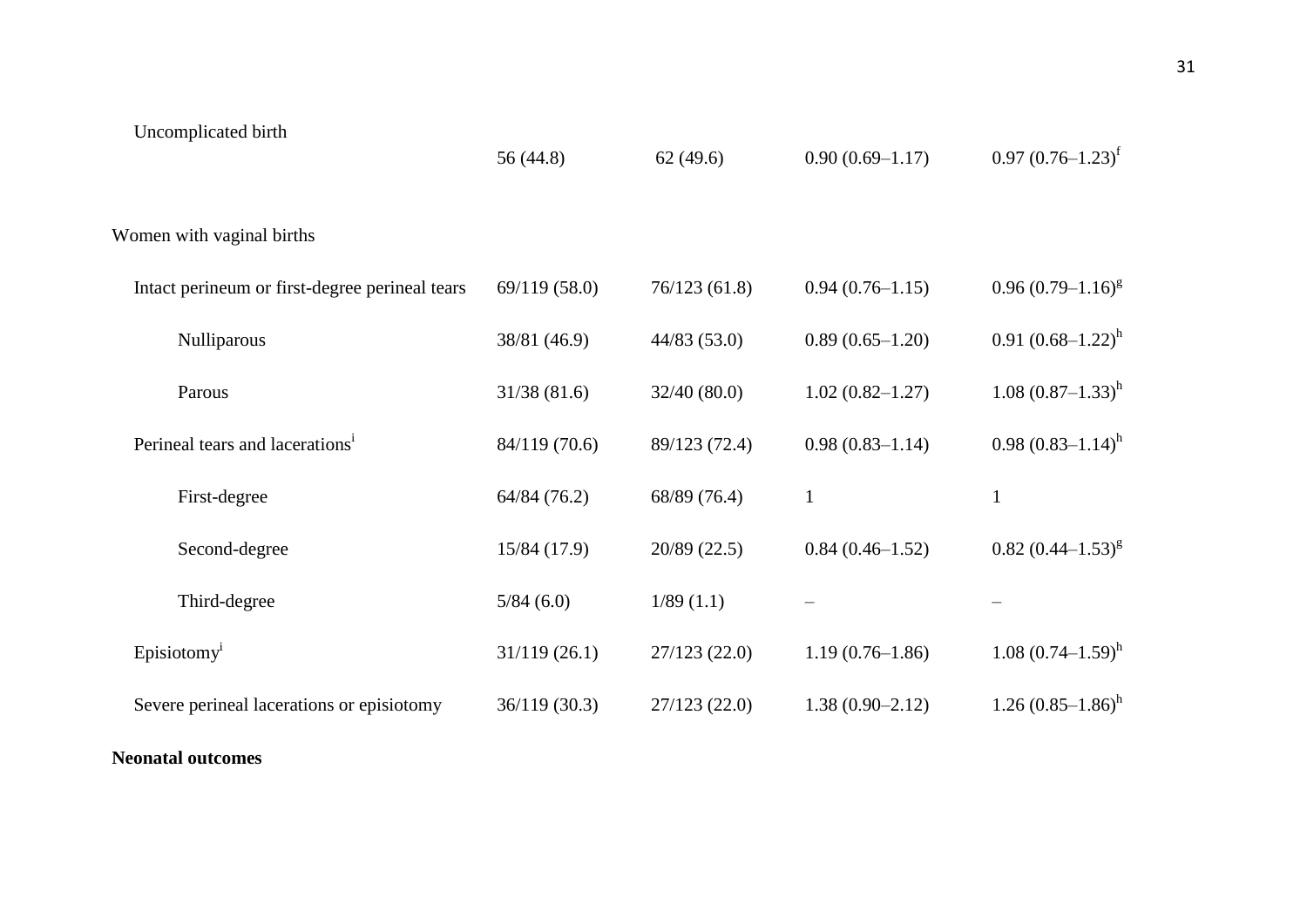| | | | | |
|---|---|---|---|---|
| Uncomplicated birth | 56 (44.8) | 62 (49.6) | 0.90 (0.69–1.17) | 0.97 (0.76–1.23)[f] |
| Women with vaginal births | | | | |
| Intact perineum or first-degree perineal tears | 69/119 (58.0) | 76/123 (61.8) | 0.94 (0.76–1.15) | 0.96 (0.79–1.16)[g] |
| Nulliparous | 38/81 (46.9) | 44/83 (53.0) | 0.89 (0.65–1.20) | 0.91 (0.68–1.22)[h] |
| Parous | 31/38 (81.6) | 32/40 (80.0) | 1.02 (0.82–1.27) | 1.08 (0.87–1.33)[h] |
| Perineal tears and lacerations[i] | 84/119 (70.6) | 89/123 (72.4) | 0.98 (0.83–1.14) | 0.98 (0.83–1.14)[h] |
| First-degree | 64/84 (76.2) | 68/89 (76.4) | 1 | 1 |
| Second-degree | 15/84 (17.9) | 20/89 (22.5) | 0.84 (0.46–1.52) | 0.82 (0.44–1.53)[g] |
| Third-degree | 5/84 (6.0) | 1/89 (1.1) | – | – |
| Episiotomy[i] | 31/119 (26.1) | 27/123 (22.0) | 1.19 (0.76–1.86) | 1.08 (0.74–1.59)[h] |
| Severe perineal lacerations or episiotomy | 36/119 (30.3) | 27/123 (22.0) | 1.38 (0.90–2.12) | 1.26 (0.85–1.86)[h] |
| **Neonatal outcomes** | | | | |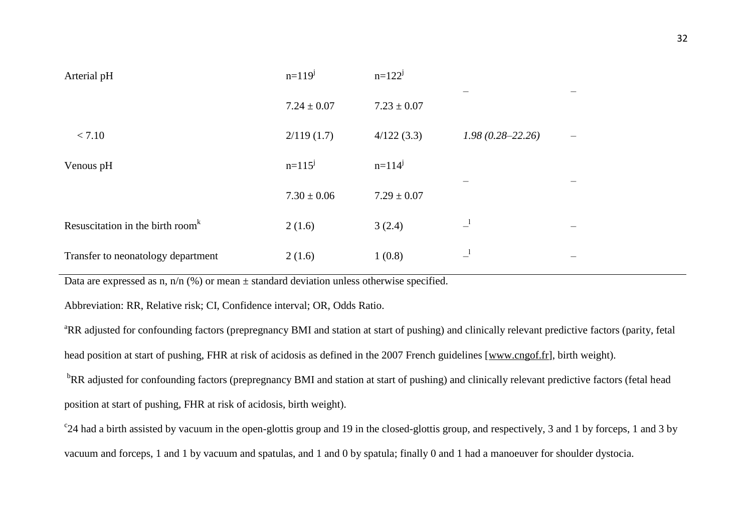| | | | | |
|---|---|---|---|---|
| Arterial pH | n=119[j] | n=122[j] | – | – |
| | 7.24 ± 0.07 | 7.23 ± 0.07 | | |
| < 7.10 | 2/119 (1.7) | 4/122 (3.3) | *1.98 (0.28–22.26)* | – |
| Venous pH | n=115[j] | n=114[j] | – | – |
| | 7.30 ± 0.06 | 7.29 ± 0.07 | | |
| Resuscitation in the birth room[k] | 2 (1.6) | 3 (2.4) | –[l] | – |
| Transfer to neonatology department | 2 (1.6) | 1 (0.8) | –[l] | – |

Data are expressed as n, n/n (%) or mean ± standard deviation unless otherwise specified.

Abbreviation: RR, Relative risk; CI, Confidence interval; OR, Odds Ratio.

[a]RR adjusted for confounding factors (prepregnancy BMI and station at start of pushing) and clinically relevant predictive factors (parity, fetal head position at start of pushing, FHR at risk of acidosis as defined in the 2007 French guidelines [www.cngof.fr], birth weight).

[b]RR adjusted for confounding factors (prepregnancy BMI and station at start of pushing) and clinically relevant predictive factors (fetal head position at start of pushing, FHR at risk of acidosis, birth weight).

[c]24 had a birth assisted by vacuum in the open-glottis group and 19 in the closed-glottis group, and respectively, 3 and 1 by forceps, 1 and 3 by vacuum and forceps, 1 and 1 by vacuum and spatulas, and 1 and 0 by spatula; finally 0 and 1 had a manoeuver for shoulder dystocia.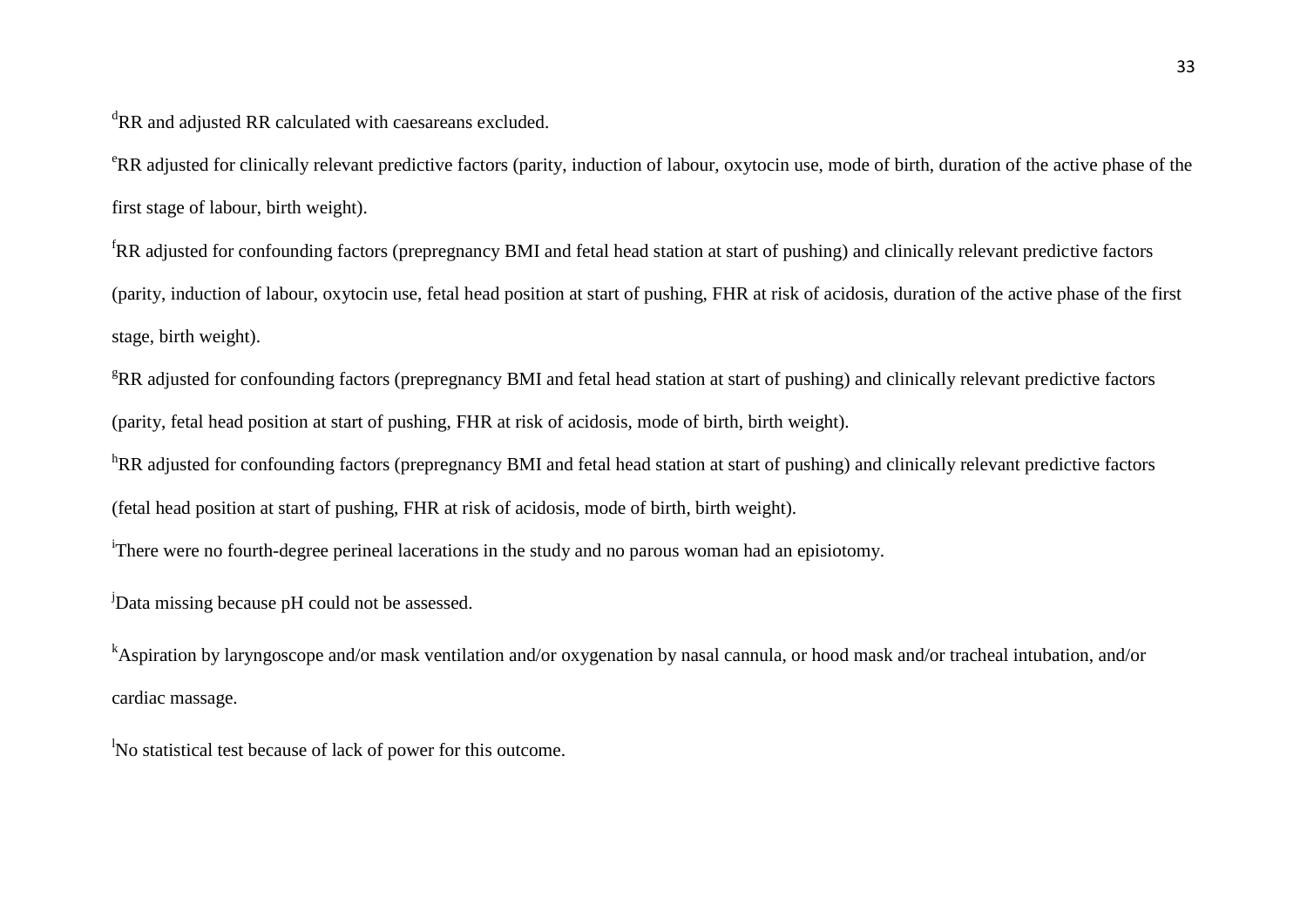[d]RR and adjusted RR calculated with caesareans excluded.

[e]RR adjusted for clinically relevant predictive factors (parity, induction of labour, oxytocin use, mode of birth, duration of the active phase of the first stage of labour, birth weight).

[f]RR adjusted for confounding factors (prepregnancy BMI and fetal head station at start of pushing) and clinically relevant predictive factors (parity, induction of labour, oxytocin use, fetal head position at start of pushing, FHR at risk of acidosis, duration of the active phase of the first stage, birth weight).

[g]RR adjusted for confounding factors (prepregnancy BMI and fetal head station at start of pushing) and clinically relevant predictive factors (parity, fetal head position at start of pushing, FHR at risk of acidosis, mode of birth, birth weight).

[h]RR adjusted for confounding factors (prepregnancy BMI and fetal head station at start of pushing) and clinically relevant predictive factors (fetal head position at start of pushing, FHR at risk of acidosis, mode of birth, birth weight).

[i]There were no fourth-degree perineal lacerations in the study and no parous woman had an episiotomy.

[j]Data missing because pH could not be assessed.

[k]Aspiration by laryngoscope and/or mask ventilation and/or oxygenation by nasal cannula, or hood mask and/or tracheal intubation, and/or cardiac massage.

[l]No statistical test because of lack of power for this outcome.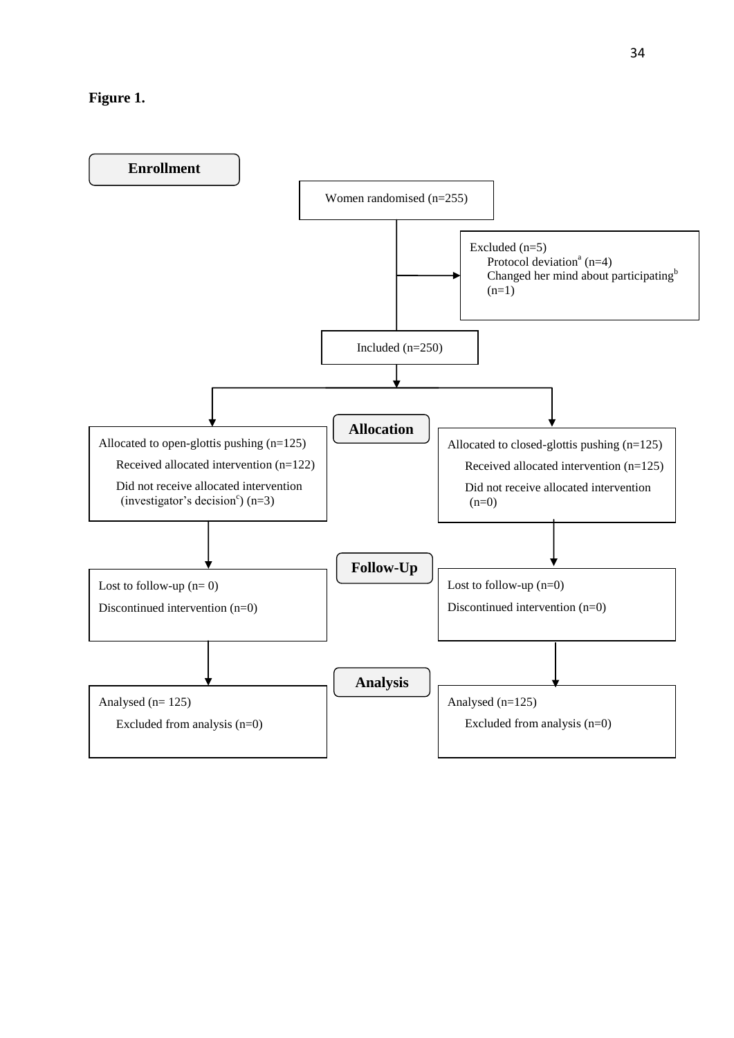**Figure 1.**

**Enrollment**

Women randomised (n=255)

Excluded (n=5)
- Protocol deviation[a] (n=4)
- Changed her mind about participating[b] (n=1)

Included (n=250)

**Allocation**

Allocated to open-glottis pushing (n=125)
- Received allocated intervention (n=122)
- Did not receive allocated intervention (investigator's decision[c]) (n=3)

Allocated to closed-glottis pushing (n=125)
- Received allocated intervention (n=125)
- Did not receive allocated intervention (n=0)

**Follow-Up**

Lost to follow-up (n= 0)

Discontinued intervention (n=0)

Lost to follow-up (n=0)

Discontinued intervention (n=0)

**Analysis**

Analysed (n= 125)
- Excluded from analysis (n=0)

Analysed (n=125)
- Excluded from analysis (n=0)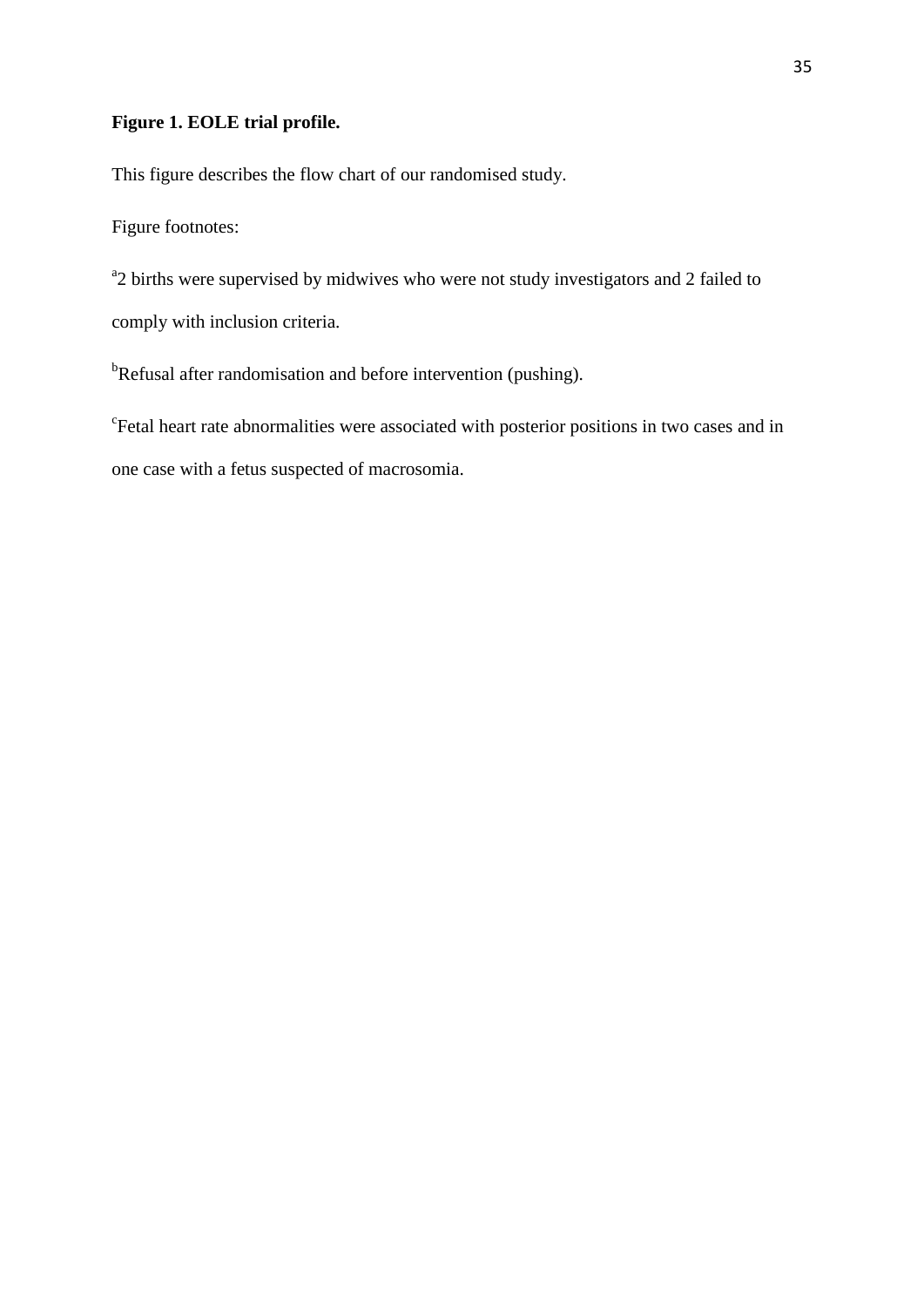**Figure 1. EOLE trial profile.**

This figure describes the flow chart of our randomised study.

Figure footnotes:

[a]2 births were supervised by midwives who were not study investigators and 2 failed to comply with inclusion criteria.

[b]Refusal after randomisation and before intervention (pushing).

[c]Fetal heart rate abnormalities were associated with posterior positions in two cases and in one case with a fetus suspected of macrosomia.